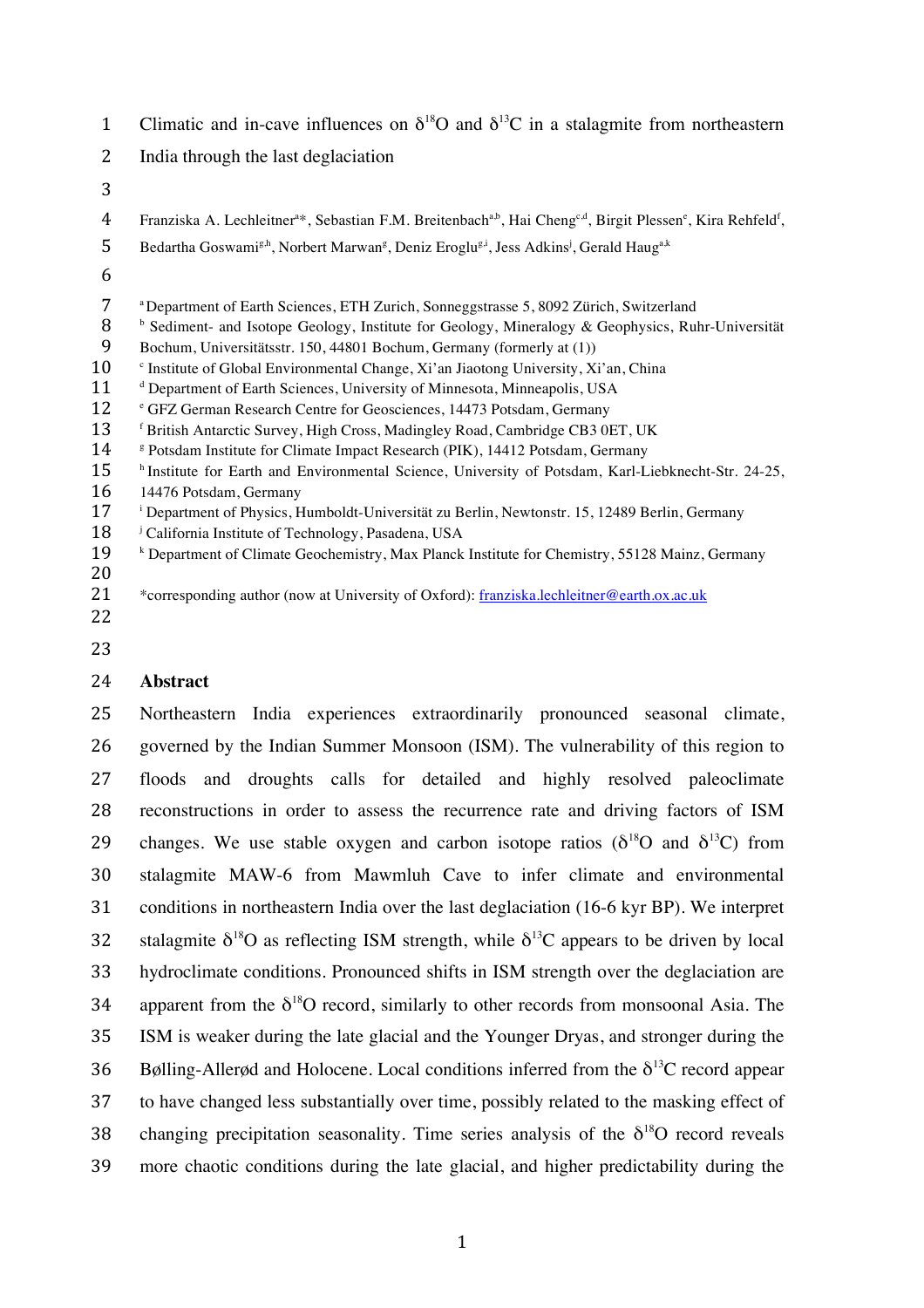# Climatic and in-cave influences on $\delta^{18}O$ and $\delta^{13}C$ in a stalagmite from northeastern India through the last deglaciation

Franziska A. Lechleitner[a]*, Sebastian F.M. Breitenbach[a,b], Hai Cheng[c,d], Birgit Plessen[e], Kira Rehfeld[f], Bedartha Goswami[g,h], Norbert Marwan[g], Deniz Eroglu[g,i], Jess Adkins[j], Gerald Haug[a,k]

[a] Department of Earth Sciences, ETH Zurich, Sonneggstrasse 5, 8092 Zürich, Switzerland
[b] Sediment- and Isotope Geology, Institute for Geology, Mineralogy & Geophysics, Ruhr-Universität Bochum, Universitätsstr. 150, 44801 Bochum, Germany (formerly at (1))
[c] Institute of Global Environmental Change, Xi'an Jiaotong University, Xi'an, China
[d] Department of Earth Sciences, University of Minnesota, Minneapolis, USA
[e] GFZ German Research Centre for Geosciences, 14473 Potsdam, Germany
[f] British Antarctic Survey, High Cross, Madingley Road, Cambridge CB3 0ET, UK
[g] Potsdam Institute for Climate Impact Research (PIK), 14412 Potsdam, Germany
[h] Institute for Earth and Environmental Science, University of Potsdam, Karl-Liebknecht-Str. 24-25, 14476 Potsdam, Germany
[i] Department of Physics, Humboldt-Universität zu Berlin, Newtonstr. 15, 12489 Berlin, Germany
[j] California Institute of Technology, Pasadena, USA
[k] Department of Climate Geochemistry, Max Planck Institute for Chemistry, 55128 Mainz, Germany

*corresponding author (now at University of Oxford): franziska.lechleitner@earth.ox.ac.uk

## Abstract

Northeastern India experiences extraordinarily pronounced seasonal climate, governed by the Indian Summer Monsoon (ISM). The vulnerability of this region to floods and droughts calls for detailed and highly resolved paleoclimate reconstructions in order to assess the recurrence rate and driving factors of ISM changes. We use stable oxygen and carbon isotope ratios ($\delta^{18}O$ and $\delta^{13}C$) from stalagmite MAW-6 from Mawmluh Cave to infer climate and environmental conditions in northeastern India over the last deglaciation (16-6 kyr BP). We interpret stalagmite $\delta^{18}O$ as reflecting ISM strength, while $\delta^{13}C$ appears to be driven by local hydroclimate conditions. Pronounced shifts in ISM strength over the deglaciation are apparent from the $\delta^{18}O$ record, similarly to other records from monsoonal Asia. The ISM is weaker during the late glacial and the Younger Dryas, and stronger during the Bølling-Allerød and Holocene. Local conditions inferred from the $\delta^{13}C$ record appear to have changed less substantially over time, possibly related to the masking effect of changing precipitation seasonality. Time series analysis of the $\delta^{18}O$ record reveals more chaotic conditions during the late glacial, and higher predictability during the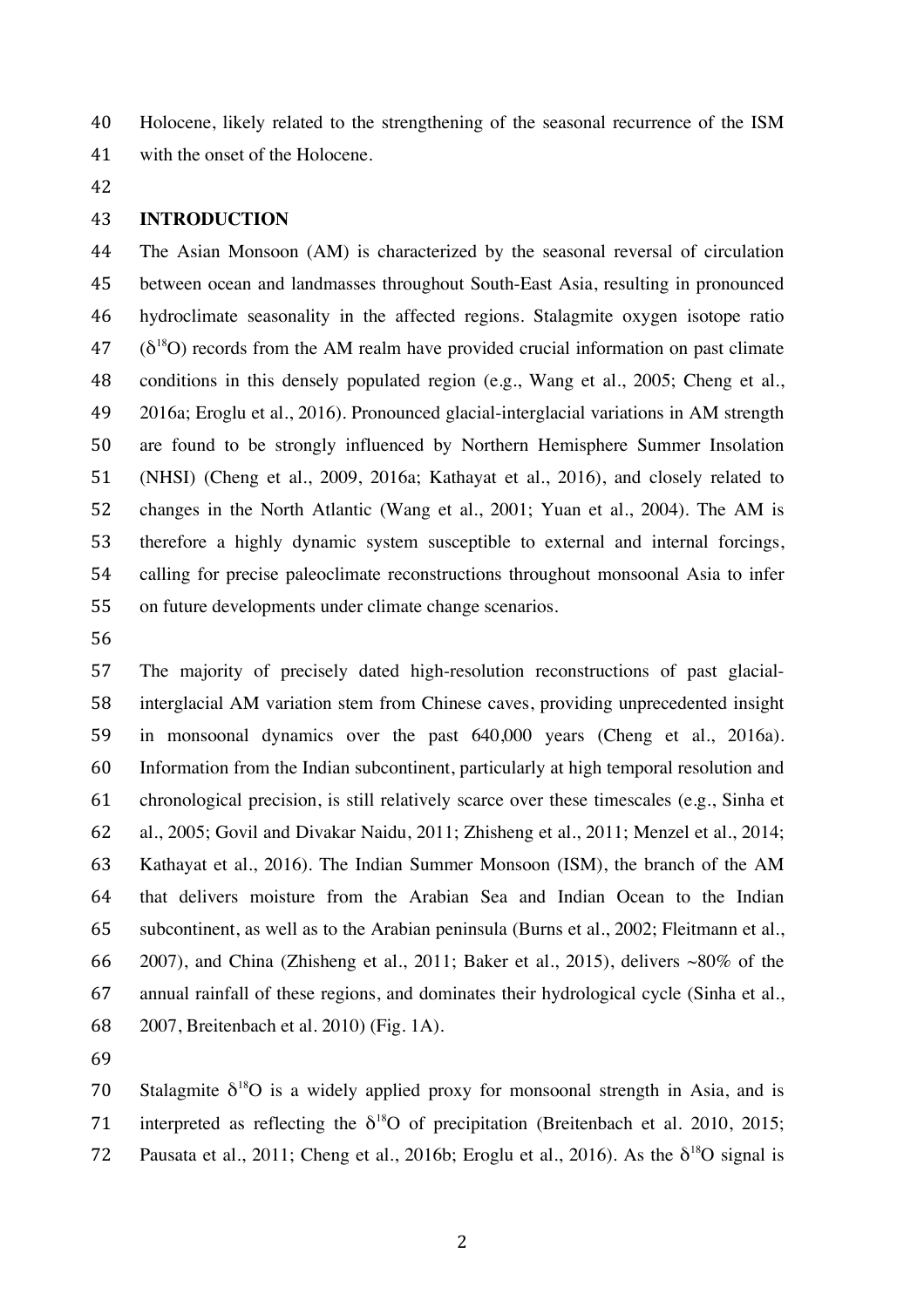Holocene, likely related to the strengthening of the seasonal recurrence of the ISM with the onset of the Holocene.

## INTRODUCTION

The Asian Monsoon (AM) is characterized by the seasonal reversal of circulation between ocean and landmasses throughout South-East Asia, resulting in pronounced hydroclimate seasonality in the affected regions. Stalagmite oxygen isotope ratio ($\delta^{18}O$) records from the AM realm have provided crucial information on past climate conditions in this densely populated region (e.g., Wang et al., 2005; Cheng et al., 2016a; Eroglu et al., 2016). Pronounced glacial-interglacial variations in AM strength are found to be strongly influenced by Northern Hemisphere Summer Insolation (NHSI) (Cheng et al., 2009, 2016a; Kathayat et al., 2016), and closely related to changes in the North Atlantic (Wang et al., 2001; Yuan et al., 2004). The AM is therefore a highly dynamic system susceptible to external and internal forcings, calling for precise paleoclimate reconstructions throughout monsoonal Asia to infer on future developments under climate change scenarios.

The majority of precisely dated high-resolution reconstructions of past glacial-interglacial AM variation stem from Chinese caves, providing unprecedented insight in monsoonal dynamics over the past 640,000 years (Cheng et al., 2016a). Information from the Indian subcontinent, particularly at high temporal resolution and chronological precision, is still relatively scarce over these timescales (e.g., Sinha et al., 2005; Govil and Divakar Naidu, 2011; Zhisheng et al., 2011; Menzel et al., 2014; Kathayat et al., 2016). The Indian Summer Monsoon (ISM), the branch of the AM that delivers moisture from the Arabian Sea and Indian Ocean to the Indian subcontinent, as well as to the Arabian peninsula (Burns et al., 2002; Fleitmann et al., 2007), and China (Zhisheng et al., 2011; Baker et al., 2015), delivers ~80% of the annual rainfall of these regions, and dominates their hydrological cycle (Sinha et al., 2007, Breitenbach et al. 2010) (Fig. 1A).

Stalagmite $\delta^{18}O$ is a widely applied proxy for monsoonal strength in Asia, and is interpreted as reflecting the $\delta^{18}O$ of precipitation (Breitenbach et al. 2010, 2015; Pausata et al., 2011; Cheng et al., 2016b; Eroglu et al., 2016). As the $\delta^{18}O$ signal is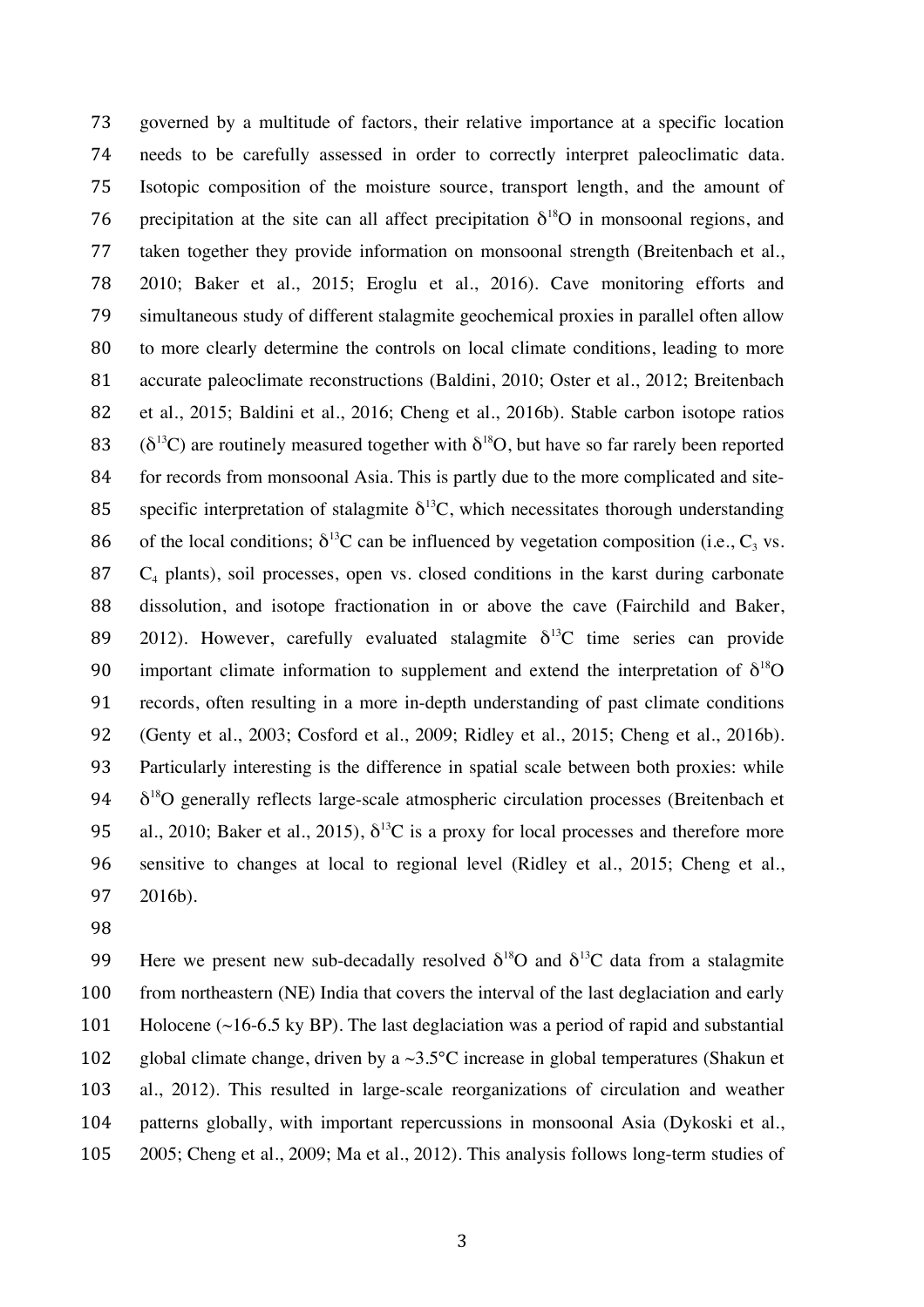governed by a multitude of factors, their relative importance at a specific location needs to be carefully assessed in order to correctly interpret paleoclimatic data. Isotopic composition of the moisture source, transport length, and the amount of precipitation at the site can all affect precipitation $\delta^{18}O$ in monsoonal regions, and taken together they provide information on monsoonal strength (Breitenbach et al., 2010; Baker et al., 2015; Eroglu et al., 2016). Cave monitoring efforts and simultaneous study of different stalagmite geochemical proxies in parallel often allow to more clearly determine the controls on local climate conditions, leading to more accurate paleoclimate reconstructions (Baldini, 2010; Oster et al., 2012; Breitenbach et al., 2015; Baldini et al., 2016; Cheng et al., 2016b). Stable carbon isotope ratios ($\delta^{13}C$) are routinely measured together with $\delta^{18}O$, but have so far rarely been reported for records from monsoonal Asia. This is partly due to the more complicated and site-specific interpretation of stalagmite $\delta^{13}C$, which necessitates thorough understanding of the local conditions; $\delta^{13}C$ can be influenced by vegetation composition (i.e., $C_3$ vs. $C_4$ plants), soil processes, open vs. closed conditions in the karst during carbonate dissolution, and isotope fractionation in or above the cave (Fairchild and Baker, 2012). However, carefully evaluated stalagmite $\delta^{13}C$ time series can provide important climate information to supplement and extend the interpretation of $\delta^{18}O$ records, often resulting in a more in-depth understanding of past climate conditions (Genty et al., 2003; Cosford et al., 2009; Ridley et al., 2015; Cheng et al., 2016b). Particularly interesting is the difference in spatial scale between both proxies: while $\delta^{18}O$ generally reflects large-scale atmospheric circulation processes (Breitenbach et al., 2010; Baker et al., 2015), $\delta^{13}C$ is a proxy for local processes and therefore more sensitive to changes at local to regional level (Ridley et al., 2015; Cheng et al., 2016b).

Here we present new sub-decadally resolved $\delta^{18}O$ and $\delta^{13}C$ data from a stalagmite from northeastern (NE) India that covers the interval of the last deglaciation and early Holocene (~16-6.5 ky BP). The last deglaciation was a period of rapid and substantial global climate change, driven by a ~3.5°C increase in global temperatures (Shakun et al., 2012). This resulted in large-scale reorganizations of circulation and weather patterns globally, with important repercussions in monsoonal Asia (Dykoski et al., 2005; Cheng et al., 2009; Ma et al., 2012). This analysis follows long-term studies of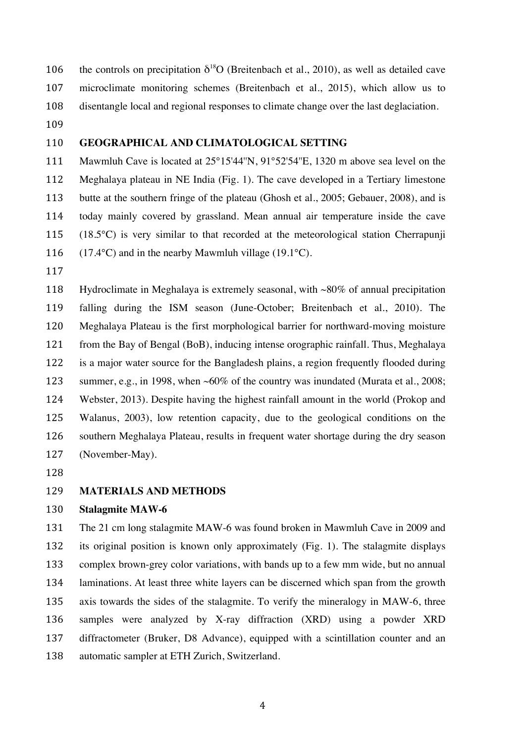the controls on precipitation $\delta^{18}O$ (Breitenbach et al., 2010), as well as detailed cave microclimate monitoring schemes (Breitenbach et al., 2015), which allow us to disentangle local and regional responses to climate change over the last deglaciation.

## GEOGRAPHICAL AND CLIMATOLOGICAL SETTING

Mawmluh Cave is located at 25°15'44"N, 91°52'54"E, 1320 m above sea level on the Meghalaya plateau in NE India (Fig. 1). The cave developed in a Tertiary limestone butte at the southern fringe of the plateau (Ghosh et al., 2005; Gebauer, 2008), and is today mainly covered by grassland. Mean annual air temperature inside the cave (18.5°C) is very similar to that recorded at the meteorological station Cherrapunji (17.4°C) and in the nearby Mawmluh village (19.1°C).

Hydroclimate in Meghalaya is extremely seasonal, with ~80% of annual precipitation falling during the ISM season (June-October; Breitenbach et al., 2010). The Meghalaya Plateau is the first morphological barrier for northward-moving moisture from the Bay of Bengal (BoB), inducing intense orographic rainfall. Thus, Meghalaya is a major water source for the Bangladesh plains, a region frequently flooded during summer, e.g., in 1998, when ~60% of the country was inundated (Murata et al., 2008; Webster, 2013). Despite having the highest rainfall amount in the world (Prokop and Walanus, 2003), low retention capacity, due to the geological conditions on the southern Meghalaya Plateau, results in frequent water shortage during the dry season (November-May).

## MATERIALS AND METHODS

### Stalagmite MAW-6

The 21 cm long stalagmite MAW-6 was found broken in Mawmluh Cave in 2009 and its original position is known only approximately (Fig. 1). The stalagmite displays complex brown-grey color variations, with bands up to a few mm wide, but no annual laminations. At least three white layers can be discerned which span from the growth axis towards the sides of the stalagmite. To verify the mineralogy in MAW-6, three samples were analyzed by X-ray diffraction (XRD) using a powder XRD diffractometer (Bruker, D8 Advance), equipped with a scintillation counter and an automatic sampler at ETH Zurich, Switzerland.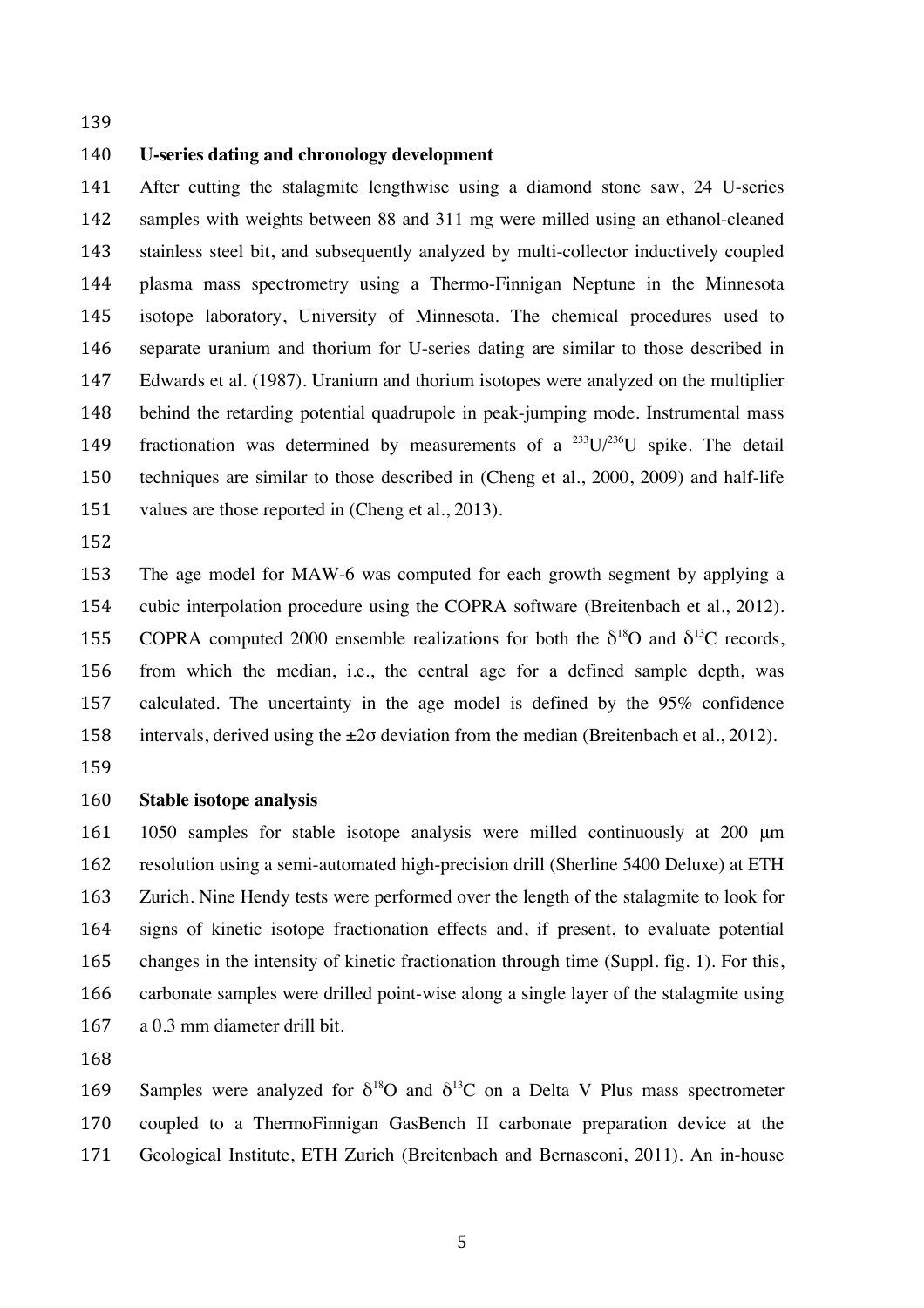### U-series dating and chronology development

After cutting the stalagmite lengthwise using a diamond stone saw, 24 U-series samples with weights between 88 and 311 mg were milled using an ethanol-cleaned stainless steel bit, and subsequently analyzed by multi-collector inductively coupled plasma mass spectrometry using a Thermo-Finnigan Neptune in the Minnesota isotope laboratory, University of Minnesota. The chemical procedures used to separate uranium and thorium for U-series dating are similar to those described in Edwards et al. (1987). Uranium and thorium isotopes were analyzed on the multiplier behind the retarding potential quadrupole in peak-jumping mode. Instrumental mass fractionation was determined by measurements of a $^{233}U/^{236}U$ spike. The detail techniques are similar to those described in (Cheng et al., 2000, 2009) and half-life values are those reported in (Cheng et al., 2013).

The age model for MAW-6 was computed for each growth segment by applying a cubic interpolation procedure using the COPRA software (Breitenbach et al., 2012). COPRA computed 2000 ensemble realizations for both the $\delta^{18}O$ and $\delta^{13}C$ records, from which the median, i.e., the central age for a defined sample depth, was calculated. The uncertainty in the age model is defined by the 95% confidence intervals, derived using the $\pm 2\sigma$ deviation from the median (Breitenbach et al., 2012).

### Stable isotope analysis

1050 samples for stable isotope analysis were milled continuously at 200 µm resolution using a semi-automated high-precision drill (Sherline 5400 Deluxe) at ETH Zurich. Nine Hendy tests were performed over the length of the stalagmite to look for signs of kinetic isotope fractionation effects and, if present, to evaluate potential changes in the intensity of kinetic fractionation through time (Suppl. fig. 1). For this, carbonate samples were drilled point-wise along a single layer of the stalagmite using a 0.3 mm diameter drill bit.

Samples were analyzed for $\delta^{18}O$ and $\delta^{13}C$ on a Delta V Plus mass spectrometer coupled to a ThermoFinnigan GasBench II carbonate preparation device at the Geological Institute, ETH Zurich (Breitenbach and Bernasconi, 2011). An in-house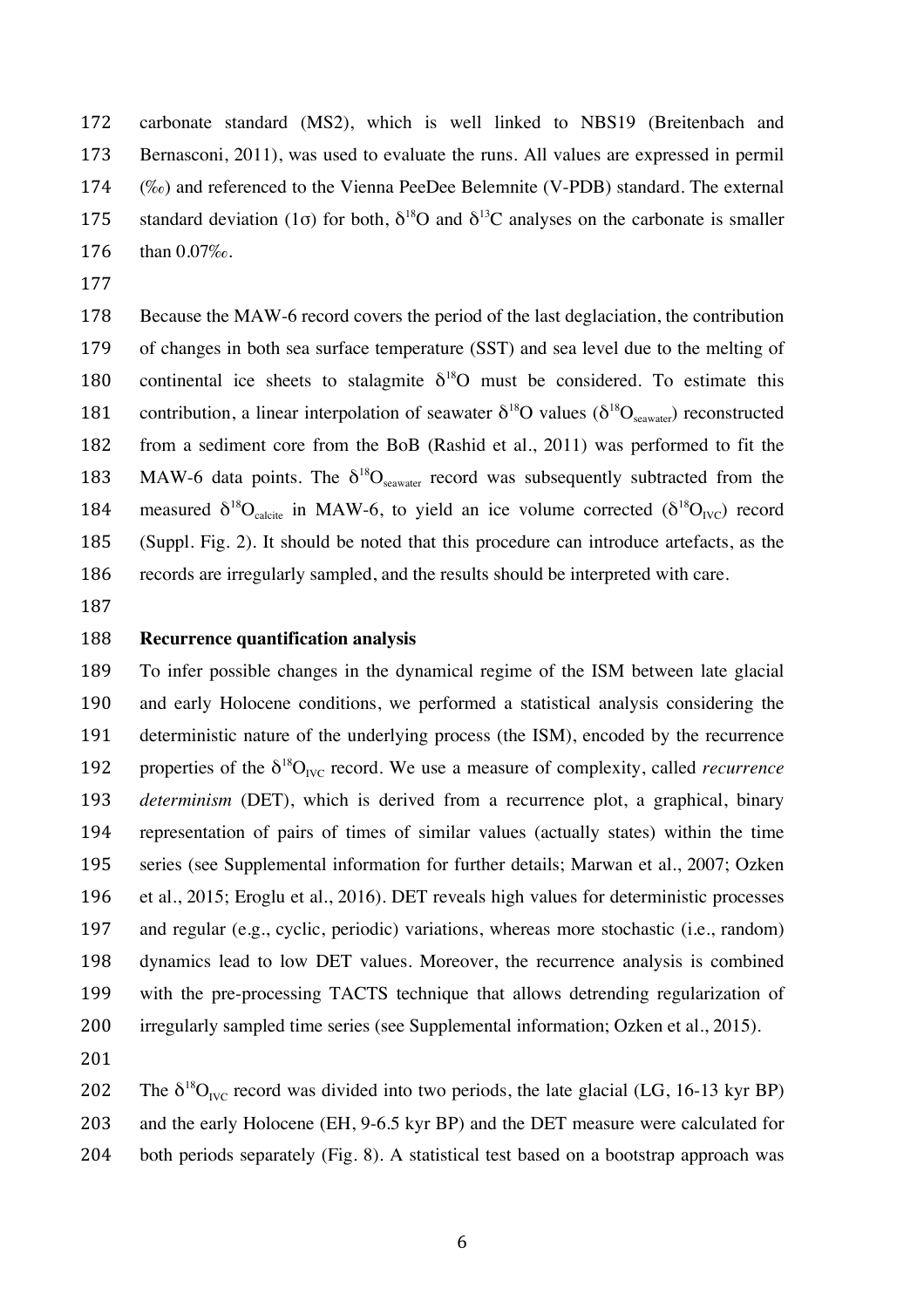carbonate standard (MS2), which is well linked to NBS19 (Breitenbach and Bernasconi, 2011), was used to evaluate the runs. All values are expressed in permil (‰) and referenced to the Vienna PeeDee Belemnite (V-PDB) standard. The external standard deviation (1σ) for both, $\delta^{18}O$ and $\delta^{13}C$ analyses on the carbonate is smaller than 0.07‰.

Because the MAW-6 record covers the period of the last deglaciation, the contribution of changes in both sea surface temperature (SST) and sea level due to the melting of continental ice sheets to stalagmite $\delta^{18}O$ must be considered. To estimate this contribution, a linear interpolation of seawater $\delta^{18}O$ values ($\delta^{18}O_{seawater}$) reconstructed from a sediment core from the BoB (Rashid et al., 2011) was performed to fit the MAW-6 data points. The $\delta^{18}O_{seawater}$ record was subsequently subtracted from the measured $\delta^{18}O_{calcite}$ in MAW-6, to yield an ice volume corrected ($\delta^{18}O_{IVC}$) record (Suppl. Fig. 2). It should be noted that this procedure can introduce artefacts, as the records are irregularly sampled, and the results should be interpreted with care.

**Recurrence quantification analysis**

To infer possible changes in the dynamical regime of the ISM between late glacial and early Holocene conditions, we performed a statistical analysis considering the deterministic nature of the underlying process (the ISM), encoded by the recurrence properties of the $\delta^{18}O_{IVC}$ record. We use a measure of complexity, called *recurrence determinism* (DET), which is derived from a recurrence plot, a graphical, binary representation of pairs of times of similar values (actually states) within the time series (see Supplemental information for further details; Marwan et al., 2007; Ozken et al., 2015; Eroglu et al., 2016). DET reveals high values for deterministic processes and regular (e.g., cyclic, periodic) variations, whereas more stochastic (i.e., random) dynamics lead to low DET values. Moreover, the recurrence analysis is combined with the pre-processing TACTS technique that allows detrending regularization of irregularly sampled time series (see Supplemental information; Ozken et al., 2015).

The $\delta^{18}O_{IVC}$ record was divided into two periods, the late glacial (LG, 16-13 kyr BP) and the early Holocene (EH, 9-6.5 kyr BP) and the DET measure were calculated for both periods separately (Fig. 8). A statistical test based on a bootstrap approach was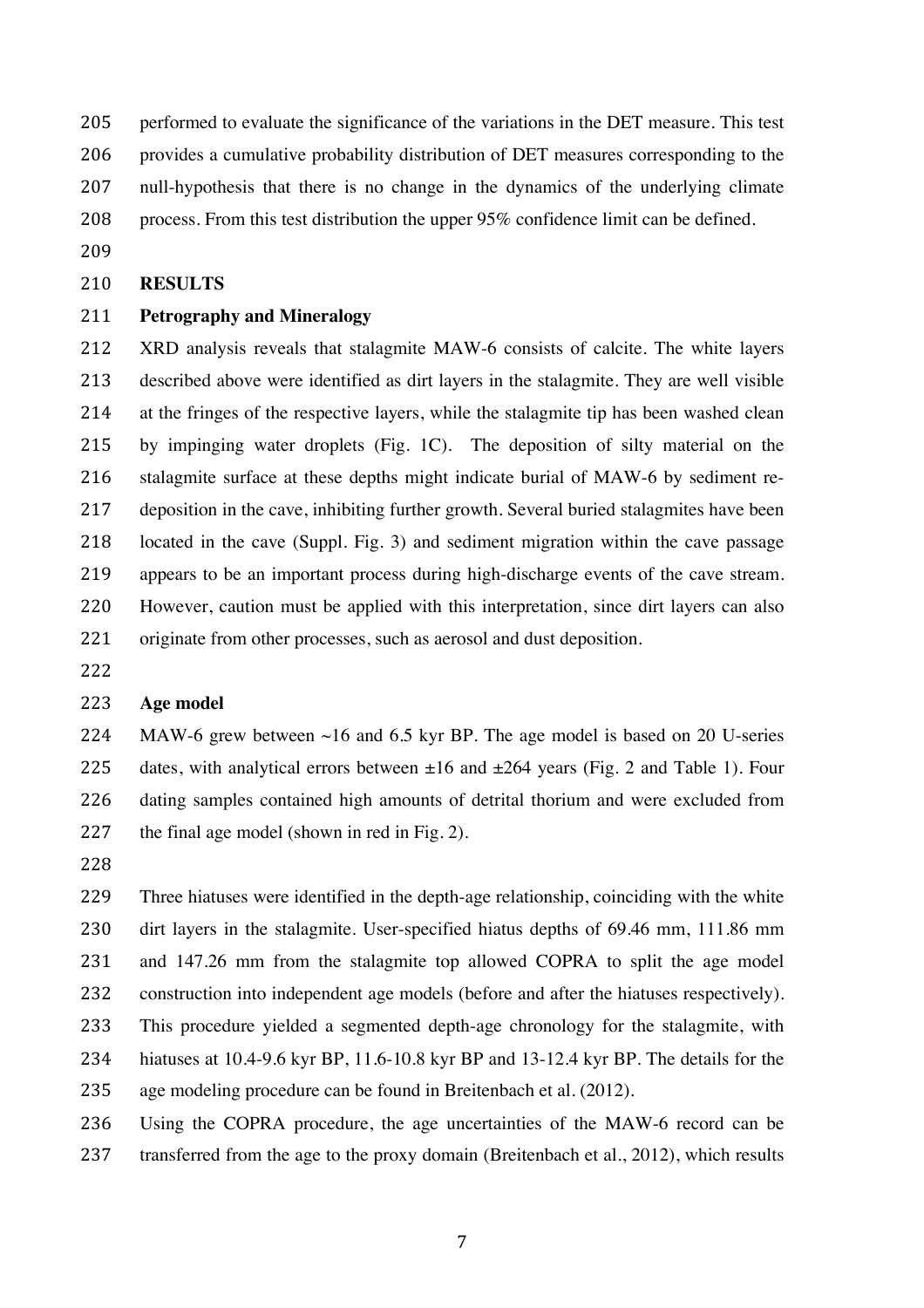performed to evaluate the significance of the variations in the DET measure. This test provides a cumulative probability distribution of DET measures corresponding to the null-hypothesis that there is no change in the dynamics of the underlying climate process. From this test distribution the upper 95% confidence limit can be defined.

## RESULTS

### Petrography and Mineralogy

XRD analysis reveals that stalagmite MAW-6 consists of calcite. The white layers described above were identified as dirt layers in the stalagmite. They are well visible at the fringes of the respective layers, while the stalagmite tip has been washed clean by impinging water droplets (Fig. 1C). The deposition of silty material on the stalagmite surface at these depths might indicate burial of MAW-6 by sediment re-deposition in the cave, inhibiting further growth. Several buried stalagmites have been located in the cave (Suppl. Fig. 3) and sediment migration within the cave passage appears to be an important process during high-discharge events of the cave stream. However, caution must be applied with this interpretation, since dirt layers can also originate from other processes, such as aerosol and dust deposition.

### Age model

MAW-6 grew between ~16 and 6.5 kyr BP. The age model is based on 20 U-series dates, with analytical errors between ±16 and ±264 years (Fig. 2 and Table 1). Four dating samples contained high amounts of detrital thorium and were excluded from the final age model (shown in red in Fig. 2).

Three hiatuses were identified in the depth-age relationship, coinciding with the white dirt layers in the stalagmite. User-specified hiatus depths of 69.46 mm, 111.86 mm and 147.26 mm from the stalagmite top allowed COPRA to split the age model construction into independent age models (before and after the hiatuses respectively). This procedure yielded a segmented depth-age chronology for the stalagmite, with hiatuses at 10.4-9.6 kyr BP, 11.6-10.8 kyr BP and 13-12.4 kyr BP. The details for the age modeling procedure can be found in Breitenbach et al. (2012).

Using the COPRA procedure, the age uncertainties of the MAW-6 record can be transferred from the age to the proxy domain (Breitenbach et al., 2012), which results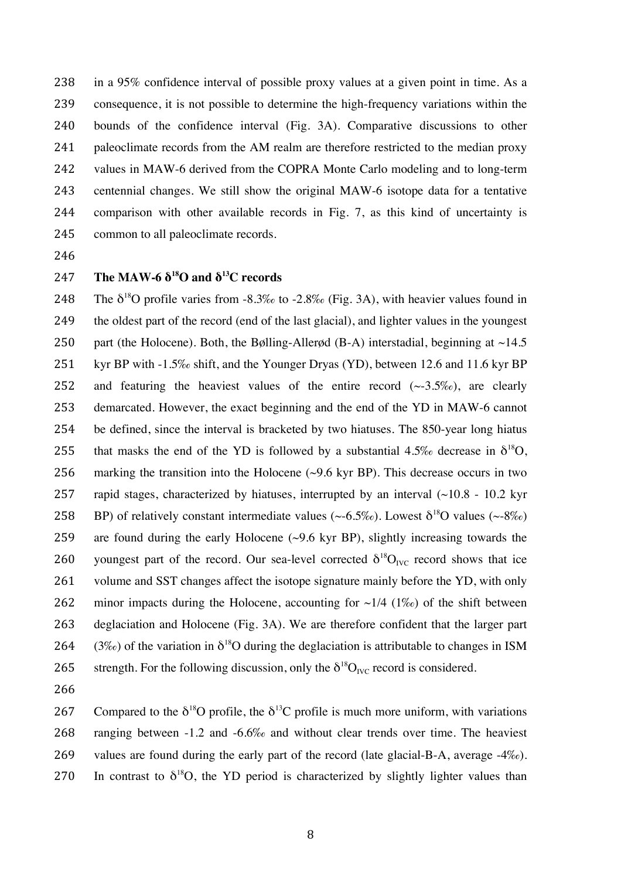in a 95% confidence interval of possible proxy values at a given point in time. As a consequence, it is not possible to determine the high-frequency variations within the bounds of the confidence interval (Fig. 3A). Comparative discussions to other paleoclimate records from the AM realm are therefore restricted to the median proxy values in MAW-6 derived from the COPRA Monte Carlo modeling and to long-term centennial changes. We still show the original MAW-6 isotope data for a tentative comparison with other available records in Fig. 7, as this kind of uncertainty is common to all paleoclimate records.

## The MAW-6 $\delta^{18}O$ and $\delta^{13}C$ records

The $\delta^{18}O$ profile varies from -8.3‰ to -2.8‰ (Fig. 3A), with heavier values found in the oldest part of the record (end of the last glacial), and lighter values in the youngest part (the Holocene). Both, the Bølling-Allerød (B-A) interstadial, beginning at ~14.5 kyr BP with -1.5‰ shift, and the Younger Dryas (YD), between 12.6 and 11.6 kyr BP and featuring the heaviest values of the entire record (~-3.5‰), are clearly demarcated. However, the exact beginning and the end of the YD in MAW-6 cannot be defined, since the interval is bracketed by two hiatuses. The 850-year long hiatus that masks the end of the YD is followed by a substantial 4.5‰ decrease in $\delta^{18}O$, marking the transition into the Holocene (~9.6 kyr BP). This decrease occurs in two rapid stages, characterized by hiatuses, interrupted by an interval (~10.8 - 10.2 kyr BP) of relatively constant intermediate values (~-6.5‰). Lowest $\delta^{18}O$ values (~-8‰) are found during the early Holocene (~9.6 kyr BP), slightly increasing towards the youngest part of the record. Our sea-level corrected $\delta^{18}O_{IVC}$ record shows that ice volume and SST changes affect the isotope signature mainly before the YD, with only minor impacts during the Holocene, accounting for ~1/4 (1‰) of the shift between deglaciation and Holocene (Fig. 3A). We are therefore confident that the larger part (3‰) of the variation in $\delta^{18}O$ during the deglaciation is attributable to changes in ISM strength. For the following discussion, only the $\delta^{18}O_{IVC}$ record is considered.

Compared to the $\delta^{18}O$ profile, the $\delta^{13}C$ profile is much more uniform, with variations ranging between -1.2 and -6.6‰ and without clear trends over time. The heaviest values are found during the early part of the record (late glacial-B-A, average -4‰). In contrast to $\delta^{18}O$, the YD period is characterized by slightly lighter values than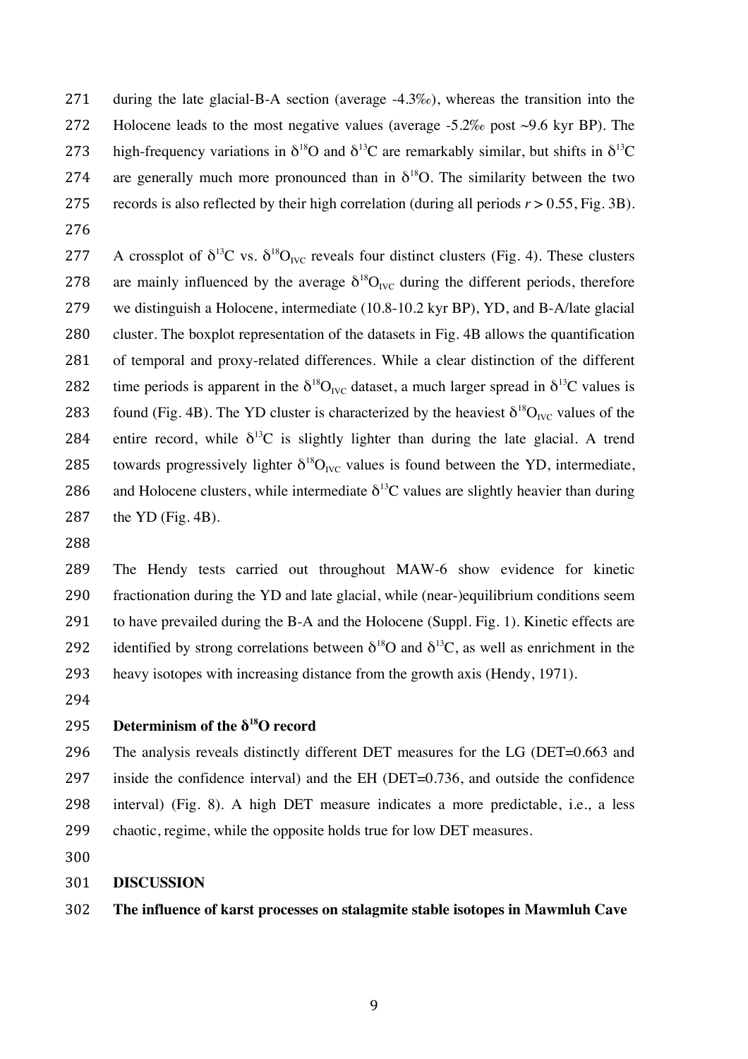during the late glacial-B-A section (average -4.3‰), whereas the transition into the Holocene leads to the most negative values (average -5.2‰ post ~9.6 kyr BP). The high-frequency variations in $\delta^{18}O$ and $\delta^{13}C$ are remarkably similar, but shifts in $\delta^{13}C$ are generally much more pronounced than in $\delta^{18}O$. The similarity between the two records is also reflected by their high correlation (during all periods $r > 0.55$, Fig. 3B).

A crossplot of $\delta^{13}C$ vs. $\delta^{18}O_{IVC}$ reveals four distinct clusters (Fig. 4). These clusters are mainly influenced by the average $\delta^{18}O_{IVC}$ during the different periods, therefore we distinguish a Holocene, intermediate (10.8-10.2 kyr BP), YD, and B-A/late glacial cluster. The boxplot representation of the datasets in Fig. 4B allows the quantification of temporal and proxy-related differences. While a clear distinction of the different time periods is apparent in the $\delta^{18}O_{IVC}$ dataset, a much larger spread in $\delta^{13}C$ values is found (Fig. 4B). The YD cluster is characterized by the heaviest $\delta^{18}O_{IVC}$ values of the entire record, while $\delta^{13}C$ is slightly lighter than during the late glacial. A trend towards progressively lighter $\delta^{18}O_{IVC}$ values is found between the YD, intermediate, and Holocene clusters, while intermediate $\delta^{13}C$ values are slightly heavier than during the YD (Fig. 4B).

The Hendy tests carried out throughout MAW-6 show evidence for kinetic fractionation during the YD and late glacial, while (near-)equilibrium conditions seem to have prevailed during the B-A and the Holocene (Suppl. Fig. 1). Kinetic effects are identified by strong correlations between $\delta^{18}O$ and $\delta^{13}C$, as well as enrichment in the heavy isotopes with increasing distance from the growth axis (Hendy, 1971).

### Determinism of the $\delta^{18}O$ record

The analysis reveals distinctly different DET measures for the LG (DET=0.663 and inside the confidence interval) and the EH (DET=0.736, and outside the confidence interval) (Fig. 8). A high DET measure indicates a more predictable, i.e., a less chaotic, regime, while the opposite holds true for low DET measures.

## DISCUSSION

### The influence of karst processes on stalagmite stable isotopes in Mawmluh Cave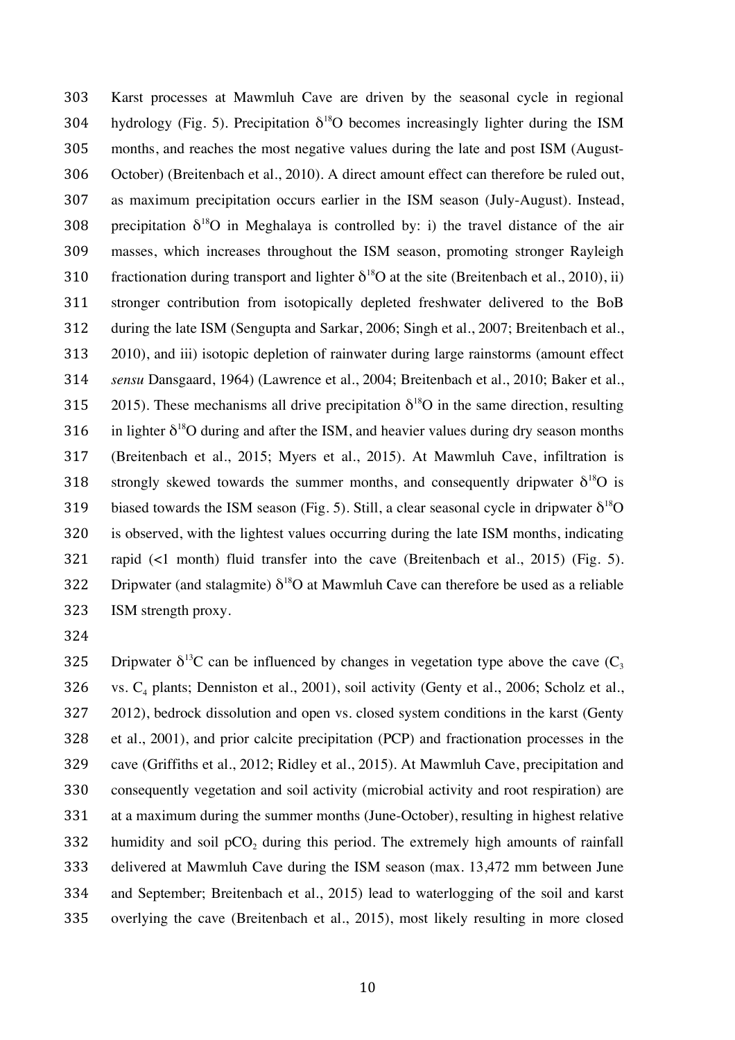Karst processes at Mawmluh Cave are driven by the seasonal cycle in regional hydrology (Fig. 5). Precipitation $\delta^{18}O$ becomes increasingly lighter during the ISM months, and reaches the most negative values during the late and post ISM (August-October) (Breitenbach et al., 2010). A direct amount effect can therefore be ruled out, as maximum precipitation occurs earlier in the ISM season (July-August). Instead, precipitation $\delta^{18}O$ in Meghalaya is controlled by: i) the travel distance of the air masses, which increases throughout the ISM season, promoting stronger Rayleigh fractionation during transport and lighter $\delta^{18}O$ at the site (Breitenbach et al., 2010), ii) stronger contribution from isotopically depleted freshwater delivered to the BoB during the late ISM (Sengupta and Sarkar, 2006; Singh et al., 2007; Breitenbach et al., 2010), and iii) isotopic depletion of rainwater during large rainstorms (amount effect *sensu* Dansgaard, 1964) (Lawrence et al., 2004; Breitenbach et al., 2010; Baker et al., 2015). These mechanisms all drive precipitation $\delta^{18}O$ in the same direction, resulting in lighter $\delta^{18}O$ during and after the ISM, and heavier values during dry season months (Breitenbach et al., 2015; Myers et al., 2015). At Mawmluh Cave, infiltration is strongly skewed towards the summer months, and consequently dripwater $\delta^{18}O$ is biased towards the ISM season (Fig. 5). Still, a clear seasonal cycle in dripwater $\delta^{18}O$ is observed, with the lightest values occurring during the late ISM months, indicating rapid (<1 month) fluid transfer into the cave (Breitenbach et al., 2015) (Fig. 5). Dripwater (and stalagmite) $\delta^{18}O$ at Mawmluh Cave can therefore be used as a reliable ISM strength proxy.

Dripwater $\delta^{13}C$ can be influenced by changes in vegetation type above the cave ($C_3$ vs. $C_4$ plants; Denniston et al., 2001), soil activity (Genty et al., 2006; Scholz et al., 2012), bedrock dissolution and open vs. closed system conditions in the karst (Genty et al., 2001), and prior calcite precipitation (PCP) and fractionation processes in the cave (Griffiths et al., 2012; Ridley et al., 2015). At Mawmluh Cave, precipitation and consequently vegetation and soil activity (microbial activity and root respiration) are at a maximum during the summer months (June-October), resulting in highest relative humidity and soil $pCO_2$ during this period. The extremely high amounts of rainfall delivered at Mawmluh Cave during the ISM season (max. 13,472 mm between June and September; Breitenbach et al., 2015) lead to waterlogging of the soil and karst overlying the cave (Breitenbach et al., 2015), most likely resulting in more closed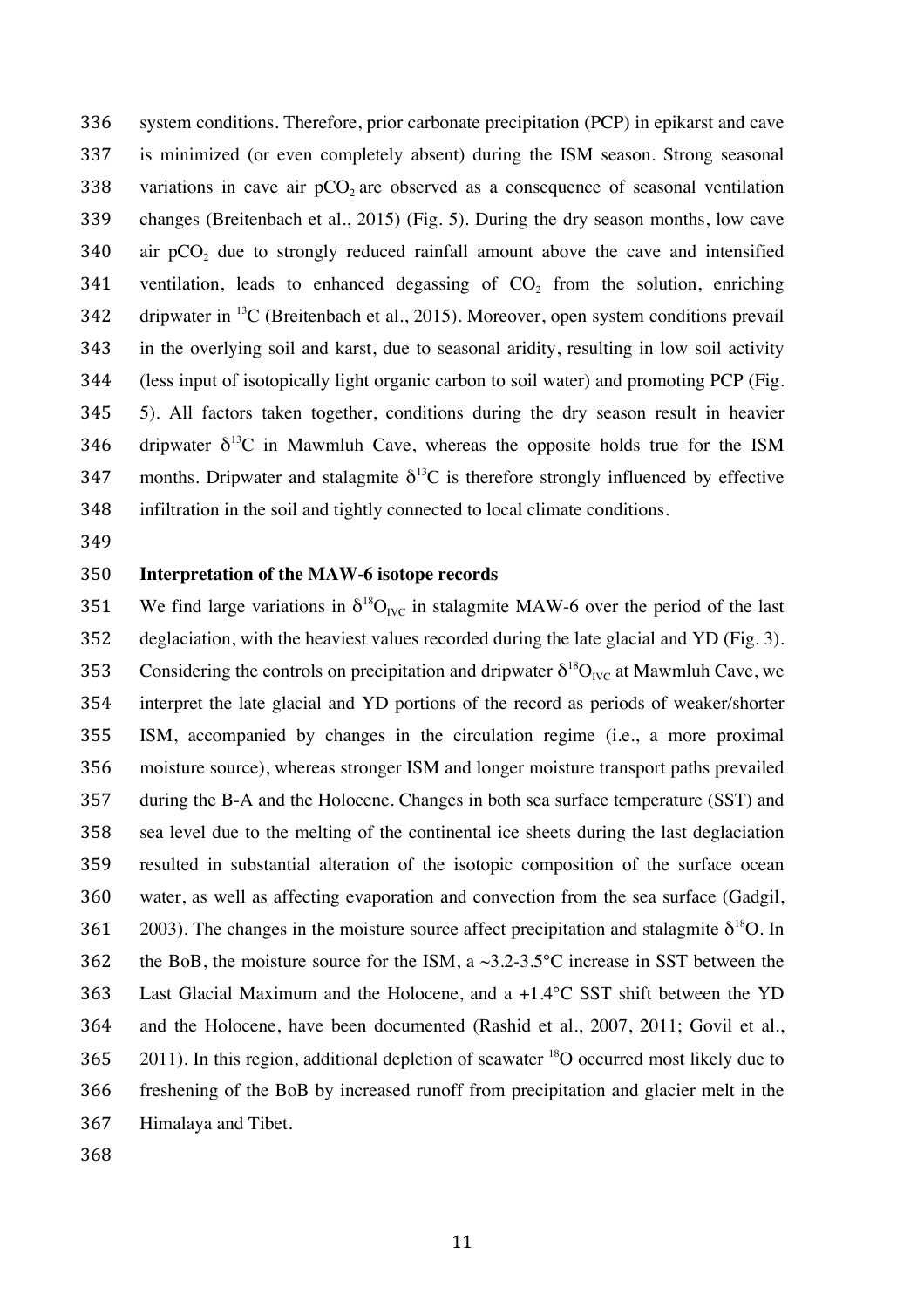system conditions. Therefore, prior carbonate precipitation (PCP) in epikarst and cave is minimized (or even completely absent) during the ISM season. Strong seasonal variations in cave air $pCO_2$ are observed as a consequence of seasonal ventilation changes (Breitenbach et al., 2015) (Fig. 5). During the dry season months, low cave air $pCO_2$ due to strongly reduced rainfall amount above the cave and intensified ventilation, leads to enhanced degassing of $CO_2$ from the solution, enriching dripwater in $^{13}C$ (Breitenbach et al., 2015). Moreover, open system conditions prevail in the overlying soil and karst, due to seasonal aridity, resulting in low soil activity (less input of isotopically light organic carbon to soil water) and promoting PCP (Fig. 5). All factors taken together, conditions during the dry season result in heavier dripwater $\delta^{13}C$ in Mawmluh Cave, whereas the opposite holds true for the ISM months. Dripwater and stalagmite $\delta^{13}C$ is therefore strongly influenced by effective infiltration in the soil and tightly connected to local climate conditions.

**Interpretation of the MAW-6 isotope records**

We find large variations in $\delta^{18}O_{IVC}$ in stalagmite MAW-6 over the period of the last deglaciation, with the heaviest values recorded during the late glacial and YD (Fig. 3). Considering the controls on precipitation and dripwater $\delta^{18}O_{IVC}$ at Mawmluh Cave, we interpret the late glacial and YD portions of the record as periods of weaker/shorter ISM, accompanied by changes in the circulation regime (i.e., a more proximal moisture source), whereas stronger ISM and longer moisture transport paths prevailed during the B-A and the Holocene. Changes in both sea surface temperature (SST) and sea level due to the melting of the continental ice sheets during the last deglaciation resulted in substantial alteration of the isotopic composition of the surface ocean water, as well as affecting evaporation and convection from the sea surface (Gadgil, 2003). The changes in the moisture source affect precipitation and stalagmite $\delta^{18}O$. In the BoB, the moisture source for the ISM, a ~3.2-3.5°C increase in SST between the Last Glacial Maximum and the Holocene, and a +1.4°C SST shift between the YD and the Holocene, have been documented (Rashid et al., 2007, 2011; Govil et al., 2011). In this region, additional depletion of seawater $^{18}O$ occurred most likely due to freshening of the BoB by increased runoff from precipitation and glacier melt in the Himalaya and Tibet.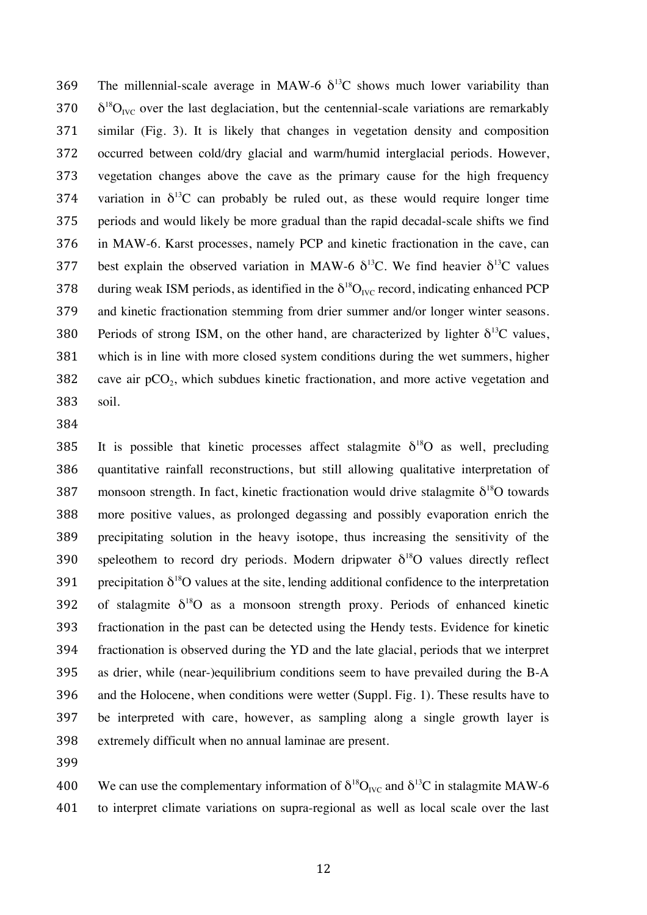The millennial-scale average in MAW-6 $\delta^{13}C$ shows much lower variability than $\delta^{18}O_{IVC}$ over the last deglaciation, but the centennial-scale variations are remarkably similar (Fig. 3). It is likely that changes in vegetation density and composition occurred between cold/dry glacial and warm/humid interglacial periods. However, vegetation changes above the cave as the primary cause for the high frequency variation in $\delta^{13}C$ can probably be ruled out, as these would require longer time periods and would likely be more gradual than the rapid decadal-scale shifts we find in MAW-6. Karst processes, namely PCP and kinetic fractionation in the cave, can best explain the observed variation in MAW-6 $\delta^{13}C$. We find heavier $\delta^{13}C$ values during weak ISM periods, as identified in the $\delta^{18}O_{IVC}$ record, indicating enhanced PCP and kinetic fractionation stemming from drier summer and/or longer winter seasons. Periods of strong ISM, on the other hand, are characterized by lighter $\delta^{13}C$ values, which is in line with more closed system conditions during the wet summers, higher cave air $pCO_2$, which subdues kinetic fractionation, and more active vegetation and soil.

It is possible that kinetic processes affect stalagmite $\delta^{18}O$ as well, precluding quantitative rainfall reconstructions, but still allowing qualitative interpretation of monsoon strength. In fact, kinetic fractionation would drive stalagmite $\delta^{18}O$ towards more positive values, as prolonged degassing and possibly evaporation enrich the precipitating solution in the heavy isotope, thus increasing the sensitivity of the speleothem to record dry periods. Modern dripwater $\delta^{18}O$ values directly reflect precipitation $\delta^{18}O$ values at the site, lending additional confidence to the interpretation of stalagmite $\delta^{18}O$ as a monsoon strength proxy. Periods of enhanced kinetic fractionation in the past can be detected using the Hendy tests. Evidence for kinetic fractionation is observed during the YD and the late glacial, periods that we interpret as drier, while (near-)equilibrium conditions seem to have prevailed during the B-A and the Holocene, when conditions were wetter (Suppl. Fig. 1). These results have to be interpreted with care, however, as sampling along a single growth layer is extremely difficult when no annual laminae are present.

We can use the complementary information of $\delta^{18}O_{IVC}$ and $\delta^{13}C$ in stalagmite MAW-6 to interpret climate variations on supra-regional as well as local scale over the last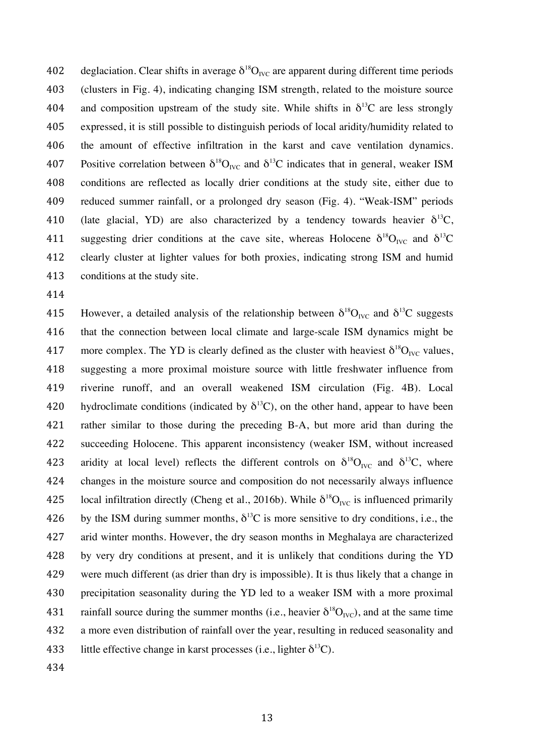deglaciation. Clear shifts in average $\delta^{18}O_{IVC}$ are apparent during different time periods (clusters in Fig. 4), indicating changing ISM strength, related to the moisture source and composition upstream of the study site. While shifts in $\delta^{13}C$ are less strongly expressed, it is still possible to distinguish periods of local aridity/humidity related to the amount of effective infiltration in the karst and cave ventilation dynamics. Positive correlation between $\delta^{18}O_{IVC}$ and $\delta^{13}C$ indicates that in general, weaker ISM conditions are reflected as locally drier conditions at the study site, either due to reduced summer rainfall, or a prolonged dry season (Fig. 4). "Weak-ISM" periods (late glacial, YD) are also characterized by a tendency towards heavier $\delta^{13}C$, suggesting drier conditions at the cave site, whereas Holocene $\delta^{18}O_{IVC}$ and $\delta^{13}C$ clearly cluster at lighter values for both proxies, indicating strong ISM and humid conditions at the study site.

However, a detailed analysis of the relationship between $\delta^{18}O_{IVC}$ and $\delta^{13}C$ suggests that the connection between local climate and large-scale ISM dynamics might be more complex. The YD is clearly defined as the cluster with heaviest $\delta^{18}O_{IVC}$ values, suggesting a more proximal moisture source with little freshwater influence from riverine runoff, and an overall weakened ISM circulation (Fig. 4B). Local hydroclimate conditions (indicated by $\delta^{13}C$), on the other hand, appear to have been rather similar to those during the preceding B-A, but more arid than during the succeeding Holocene. This apparent inconsistency (weaker ISM, without increased aridity at local level) reflects the different controls on $\delta^{18}O_{IVC}$ and $\delta^{13}C$, where changes in the moisture source and composition do not necessarily always influence local infiltration directly (Cheng et al., 2016b). While $\delta^{18}O_{IVC}$ is influenced primarily by the ISM during summer months, $\delta^{13}C$ is more sensitive to dry conditions, i.e., the arid winter months. However, the dry season months in Meghalaya are characterized by very dry conditions at present, and it is unlikely that conditions during the YD were much different (as drier than dry is impossible). It is thus likely that a change in precipitation seasonality during the YD led to a weaker ISM with a more proximal rainfall source during the summer months (i.e., heavier $\delta^{18}O_{IVC}$), and at the same time a more even distribution of rainfall over the year, resulting in reduced seasonality and little effective change in karst processes (i.e., lighter $\delta^{13}C$).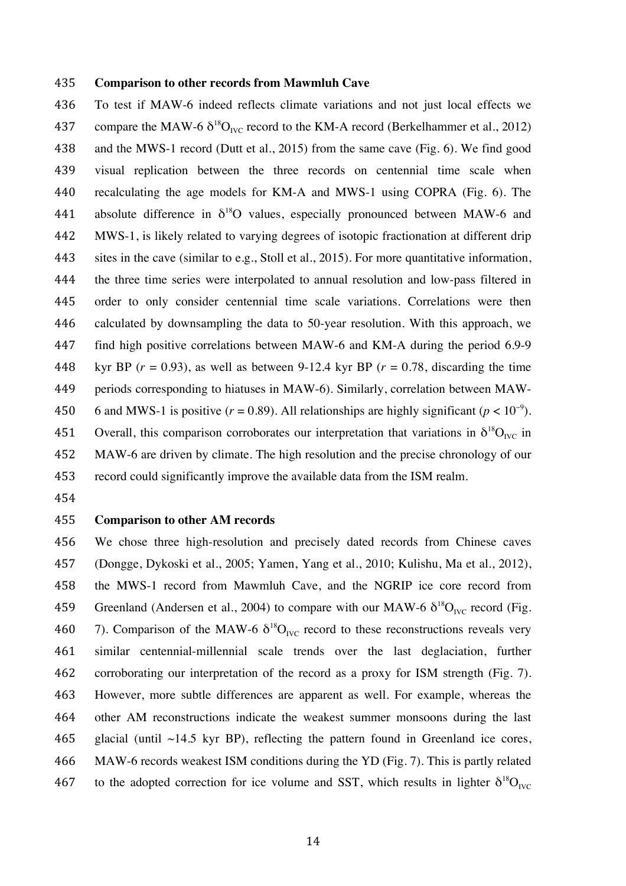### Comparison to other records from Mawmluh Cave

To test if MAW-6 indeed reflects climate variations and not just local effects we compare the MAW-6 $\delta^{18}O_{IVC}$ record to the KM-A record (Berkelhammer et al., 2012) and the MWS-1 record (Dutt et al., 2015) from the same cave (Fig. 6). We find good visual replication between the three records on centennial time scale when recalculating the age models for KM-A and MWS-1 using COPRA (Fig. 6). The absolute difference in $\delta^{18}O$ values, especially pronounced between MAW-6 and MWS-1, is likely related to varying degrees of isotopic fractionation at different drip sites in the cave (similar to e.g., Stoll et al., 2015). For more quantitative information, the three time series were interpolated to annual resolution and low-pass filtered in order to only consider centennial time scale variations. Correlations were then calculated by downsampling the data to 50-year resolution. With this approach, we find high positive correlations between MAW-6 and KM-A during the period 6.9-9 kyr BP ($r$ = 0.93), as well as between 9-12.4 kyr BP ($r$ = 0.78, discarding the time periods corresponding to hiatuses in MAW-6). Similarly, correlation between MAW-6 and MWS-1 is positive ($r$ = 0.89). All relationships are highly significant ($p < 10^{-9}$). Overall, this comparison corroborates our interpretation that variations in $\delta^{18}O_{IVC}$ in MAW-6 are driven by climate. The high resolution and the precise chronology of our record could significantly improve the available data from the ISM realm.

### Comparison to other AM records

We chose three high-resolution and precisely dated records from Chinese caves (Dongge, Dykoski et al., 2005; Yamen, Yang et al., 2010; Kulishu, Ma et al., 2012), the MWS-1 record from Mawmluh Cave, and the NGRIP ice core record from Greenland (Andersen et al., 2004) to compare with our MAW-6 $\delta^{18}O_{IVC}$ record (Fig. 7). Comparison of the MAW-6 $\delta^{18}O_{IVC}$ record to these reconstructions reveals very similar centennial-millennial scale trends over the last deglaciation, further corroborating our interpretation of the record as a proxy for ISM strength (Fig. 7). However, more subtle differences are apparent as well. For example, whereas the other AM reconstructions indicate the weakest summer monsoons during the last glacial (until ~14.5 kyr BP), reflecting the pattern found in Greenland ice cores, MAW-6 records weakest ISM conditions during the YD (Fig. 7). This is partly related to the adopted correction for ice volume and SST, which results in lighter $\delta^{18}O_{IVC}$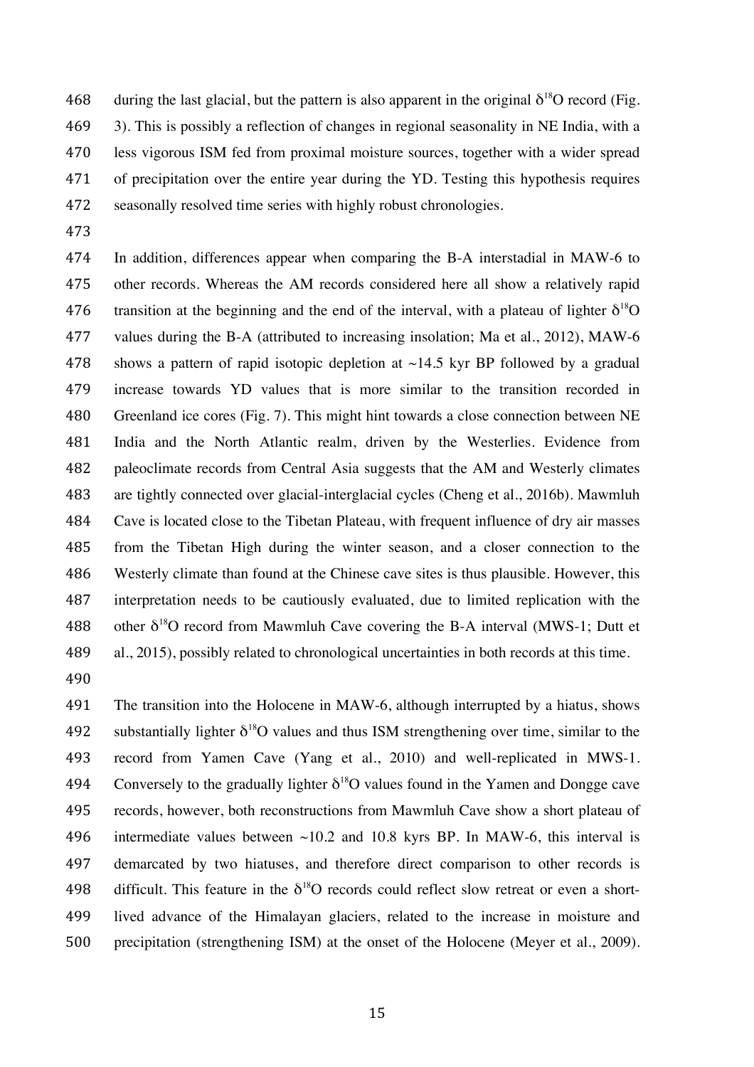during the last glacial, but the pattern is also apparent in the original $\delta^{18}O$ record (Fig. 3). This is possibly a reflection of changes in regional seasonality in NE India, with a less vigorous ISM fed from proximal moisture sources, together with a wider spread of precipitation over the entire year during the YD. Testing this hypothesis requires seasonally resolved time series with highly robust chronologies.

In addition, differences appear when comparing the B-A interstadial in MAW-6 to other records. Whereas the AM records considered here all show a relatively rapid transition at the beginning and the end of the interval, with a plateau of lighter $\delta^{18}O$ values during the B-A (attributed to increasing insolation; Ma et al., 2012), MAW-6 shows a pattern of rapid isotopic depletion at ~14.5 kyr BP followed by a gradual increase towards YD values that is more similar to the transition recorded in Greenland ice cores (Fig. 7). This might hint towards a close connection between NE India and the North Atlantic realm, driven by the Westerlies. Evidence from paleoclimate records from Central Asia suggests that the AM and Westerly climates are tightly connected over glacial-interglacial cycles (Cheng et al., 2016b). Mawmluh Cave is located close to the Tibetan Plateau, with frequent influence of dry air masses from the Tibetan High during the winter season, and a closer connection to the Westerly climate than found at the Chinese cave sites is thus plausible. However, this interpretation needs to be cautiously evaluated, due to limited replication with the other $\delta^{18}O$ record from Mawmluh Cave covering the B-A interval (MWS-1; Dutt et al., 2015), possibly related to chronological uncertainties in both records at this time.

The transition into the Holocene in MAW-6, although interrupted by a hiatus, shows substantially lighter $\delta^{18}O$ values and thus ISM strengthening over time, similar to the record from Yamen Cave (Yang et al., 2010) and well-replicated in MWS-1. Conversely to the gradually lighter $\delta^{18}O$ values found in the Yamen and Dongge cave records, however, both reconstructions from Mawmluh Cave show a short plateau of intermediate values between ~10.2 and 10.8 kyrs BP. In MAW-6, this interval is demarcated by two hiatuses, and therefore direct comparison to other records is difficult. This feature in the $\delta^{18}O$ records could reflect slow retreat or even a short-lived advance of the Himalayan glaciers, related to the increase in moisture and precipitation (strengthening ISM) at the onset of the Holocene (Meyer et al., 2009).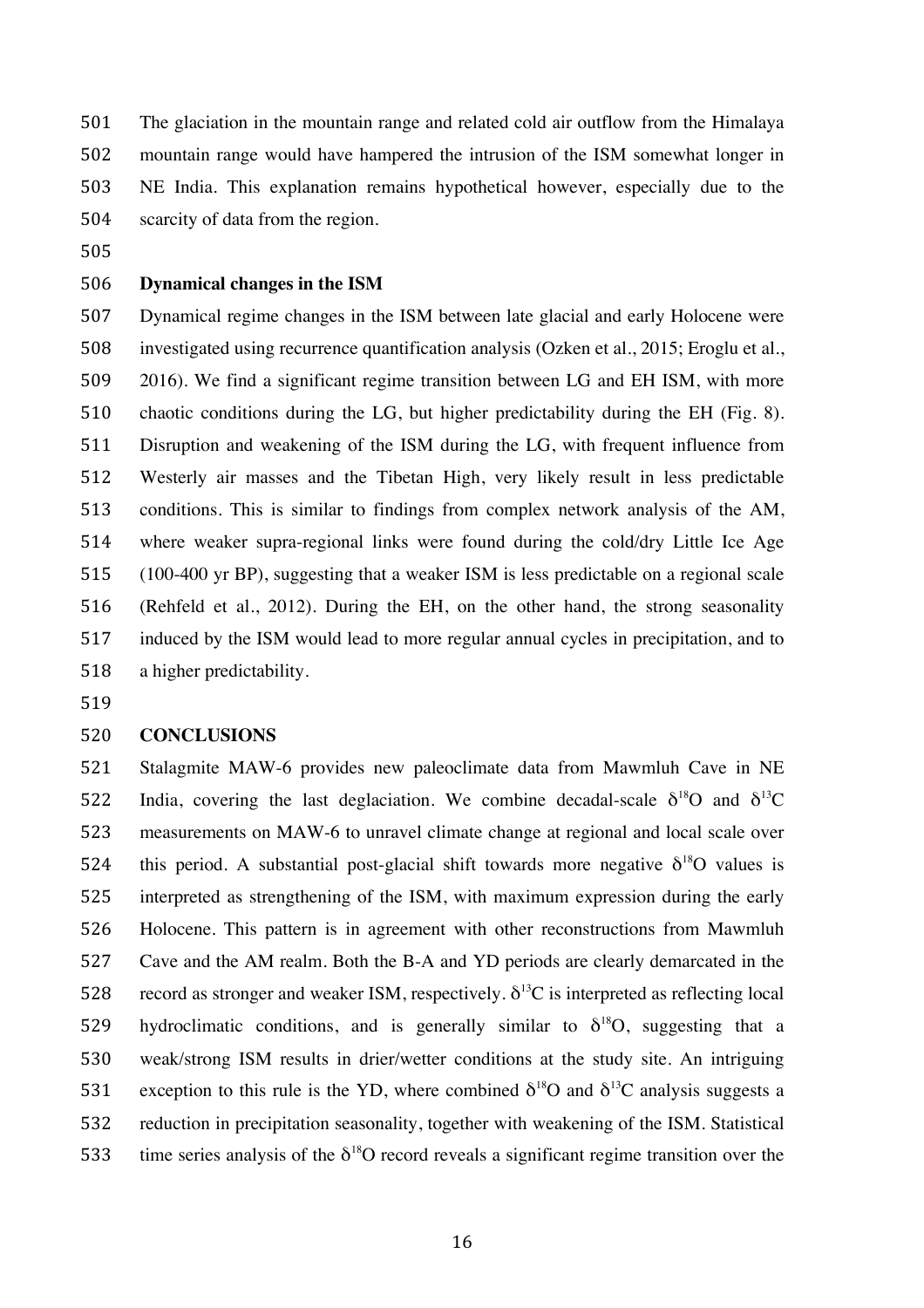The glaciation in the mountain range and related cold air outflow from the Himalaya mountain range would have hampered the intrusion of the ISM somewhat longer in NE India. This explanation remains hypothetical however, especially due to the scarcity of data from the region.

**Dynamical changes in the ISM**

Dynamical regime changes in the ISM between late glacial and early Holocene were investigated using recurrence quantification analysis (Ozken et al., 2015; Eroglu et al., 2016). We find a significant regime transition between LG and EH ISM, with more chaotic conditions during the LG, but higher predictability during the EH (Fig. 8). Disruption and weakening of the ISM during the LG, with frequent influence from Westerly air masses and the Tibetan High, very likely result in less predictable conditions. This is similar to findings from complex network analysis of the AM, where weaker supra-regional links were found during the cold/dry Little Ice Age (100-400 yr BP), suggesting that a weaker ISM is less predictable on a regional scale (Rehfeld et al., 2012). During the EH, on the other hand, the strong seasonality induced by the ISM would lead to more regular annual cycles in precipitation, and to a higher predictability.

**CONCLUSIONS**

Stalagmite MAW-6 provides new paleoclimate data from Mawmluh Cave in NE India, covering the last deglaciation. We combine decadal-scale $\delta^{18}O$ and $\delta^{13}C$ measurements on MAW-6 to unravel climate change at regional and local scale over this period. A substantial post-glacial shift towards more negative $\delta^{18}O$ values is interpreted as strengthening of the ISM, with maximum expression during the early Holocene. This pattern is in agreement with other reconstructions from Mawmluh Cave and the AM realm. Both the B-A and YD periods are clearly demarcated in the record as stronger and weaker ISM, respectively. $\delta^{13}C$ is interpreted as reflecting local hydroclimatic conditions, and is generally similar to $\delta^{18}O$, suggesting that a weak/strong ISM results in drier/wetter conditions at the study site. An intriguing exception to this rule is the YD, where combined $\delta^{18}O$ and $\delta^{13}C$ analysis suggests a reduction in precipitation seasonality, together with weakening of the ISM. Statistical time series analysis of the $\delta^{18}O$ record reveals a significant regime transition over the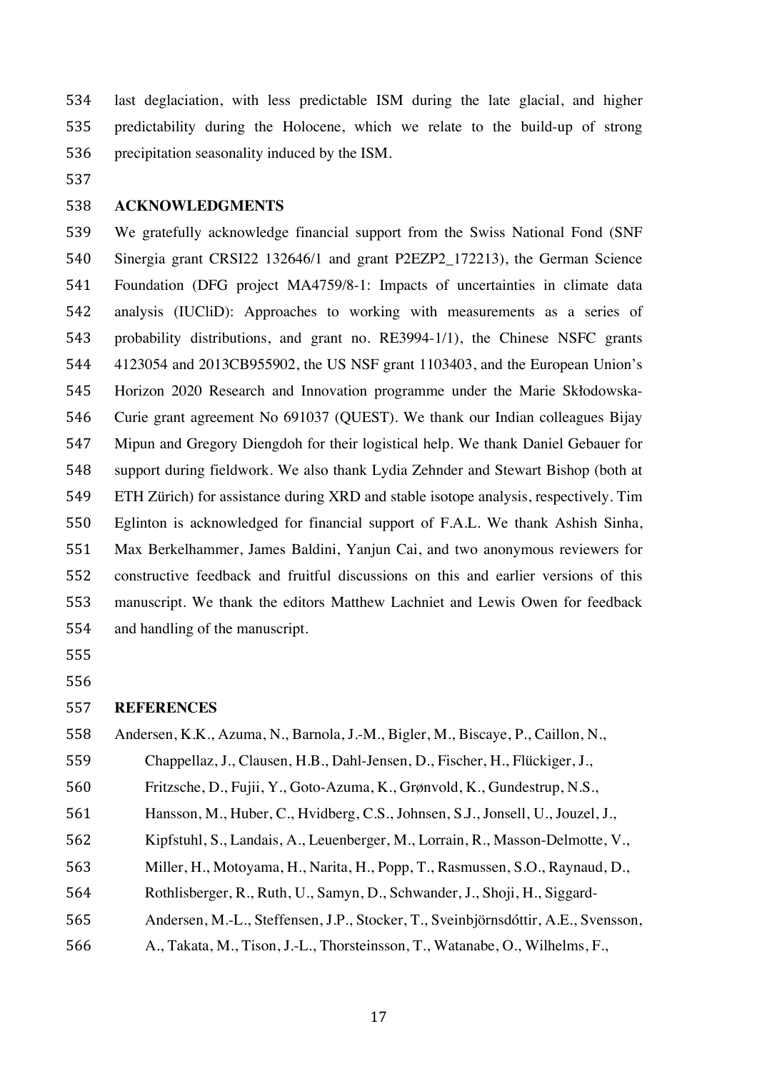last deglaciation, with less predictable ISM during the late glacial, and higher predictability during the Holocene, which we relate to the build-up of strong precipitation seasonality induced by the ISM.

## ACKNOWLEDGMENTS

We gratefully acknowledge financial support from the Swiss National Fond (SNF Sinergia grant CRSI22 132646/1 and grant P2EZP2_172213), the German Science Foundation (DFG project MA4759/8-1: Impacts of uncertainties in climate data analysis (IUCliD): Approaches to working with measurements as a series of probability distributions, and grant no. RE3994-1/1), the Chinese NSFC grants 4123054 and 2013CB955902, the US NSF grant 1103403, and the European Union's Horizon 2020 Research and Innovation programme under the Marie Skłodowska-Curie grant agreement No 691037 (QUEST). We thank our Indian colleagues Bijay Mipun and Gregory Diengdoh for their logistical help. We thank Daniel Gebauer for support during fieldwork. We also thank Lydia Zehnder and Stewart Bishop (both at ETH Zürich) for assistance during XRD and stable isotope analysis, respectively. Tim Eglinton is acknowledged for financial support of F.A.L. We thank Ashish Sinha, Max Berkelhammer, James Baldini, Yanjun Cai, and two anonymous reviewers for constructive feedback and fruitful discussions on this and earlier versions of this manuscript. We thank the editors Matthew Lachniet and Lewis Owen for feedback and handling of the manuscript.

## REFERENCES

Andersen, K.K., Azuma, N., Barnola, J.-M., Bigler, M., Biscaye, P., Caillon, N., Chappellaz, J., Clausen, H.B., Dahl-Jensen, D., Fischer, H., Flückiger, J., Fritzsche, D., Fujii, Y., Goto-Azuma, K., Grønvold, K., Gundestrup, N.S., Hansson, M., Huber, C., Hvidberg, C.S., Johnsen, S.J., Jonsell, U., Jouzel, J., Kipfstuhl, S., Landais, A., Leuenberger, M., Lorrain, R., Masson-Delmotte, V., Miller, H., Motoyama, H., Narita, H., Popp, T., Rasmussen, S.O., Raynaud, D., Rothlisberger, R., Ruth, U., Samyn, D., Schwander, J., Shoji, H., Siggard-Andersen, M.-L., Steffensen, J.P., Stocker, T., Sveinbjörnsdóttir, A.E., Svensson, A., Takata, M., Tison, J.-L., Thorsteinsson, T., Watanabe, O., Wilhelms, F.,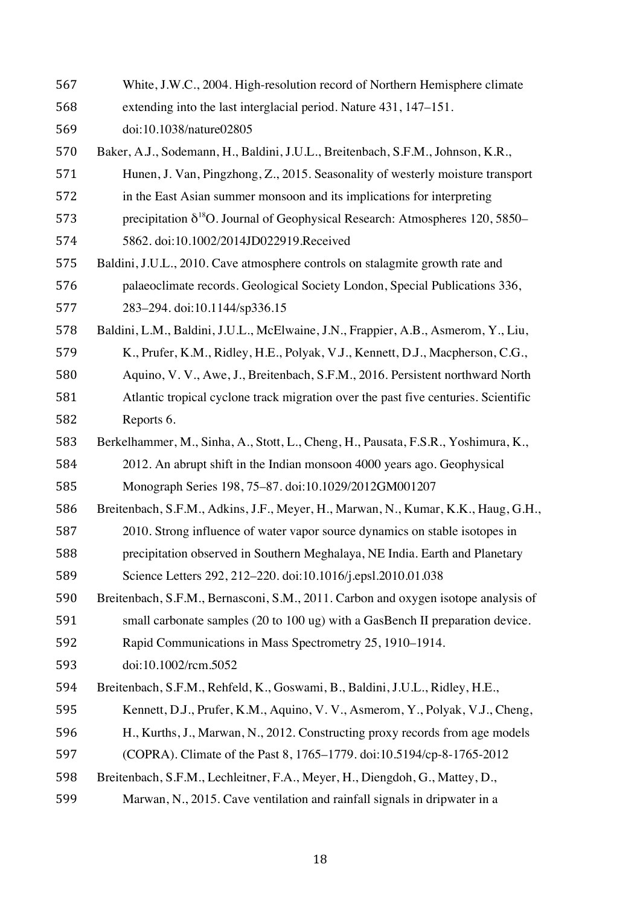White, J.W.C., 2004. High-resolution record of Northern Hemisphere climate extending into the last interglacial period. Nature 431, 147–151. doi:10.1038/nature02805

Baker, A.J., Sodemann, H., Baldini, J.U.L., Breitenbach, S.F.M., Johnson, K.R., Hunen, J. Van, Pingzhong, Z., 2015. Seasonality of westerly moisture transport in the East Asian summer monsoon and its implications for interpreting precipitation $\delta^{18}O$. Journal of Geophysical Research: Atmospheres 120, 5850–5862. doi:10.1002/2014JD022919.Received

Baldini, J.U.L., 2010. Cave atmosphere controls on stalagmite growth rate and palaeoclimate records. Geological Society London, Special Publications 336, 283–294. doi:10.1144/sp336.15

Baldini, L.M., Baldini, J.U.L., McElwaine, J.N., Frappier, A.B., Asmerom, Y., Liu, K., Prufer, K.M., Ridley, H.E., Polyak, V.J., Kennett, D.J., Macpherson, C.G., Aquino, V. V., Awe, J., Breitenbach, S.F.M., 2016. Persistent northward North Atlantic tropical cyclone track migration over the past five centuries. Scientific Reports 6.

Berkelhammer, M., Sinha, A., Stott, L., Cheng, H., Pausata, F.S.R., Yoshimura, K., 2012. An abrupt shift in the Indian monsoon 4000 years ago. Geophysical Monograph Series 198, 75–87. doi:10.1029/2012GM001207

Breitenbach, S.F.M., Adkins, J.F., Meyer, H., Marwan, N., Kumar, K.K., Haug, G.H., 2010. Strong influence of water vapor source dynamics on stable isotopes in precipitation observed in Southern Meghalaya, NE India. Earth and Planetary Science Letters 292, 212–220. doi:10.1016/j.epsl.2010.01.038

Breitenbach, S.F.M., Bernasconi, S.M., 2011. Carbon and oxygen isotope analysis of small carbonate samples (20 to 100 ug) with a GasBench II preparation device. Rapid Communications in Mass Spectrometry 25, 1910–1914. doi:10.1002/rcm.5052

Breitenbach, S.F.M., Rehfeld, K., Goswami, B., Baldini, J.U.L., Ridley, H.E., Kennett, D.J., Prufer, K.M., Aquino, V. V., Asmerom, Y., Polyak, V.J., Cheng, H., Kurths, J., Marwan, N., 2012. Constructing proxy records from age models (COPRA). Climate of the Past 8, 1765–1779. doi:10.5194/cp-8-1765-2012

Breitenbach, S.F.M., Lechleitner, F.A., Meyer, H., Diengdoh, G., Mattey, D., Marwan, N., 2015. Cave ventilation and rainfall signals in dripwater in a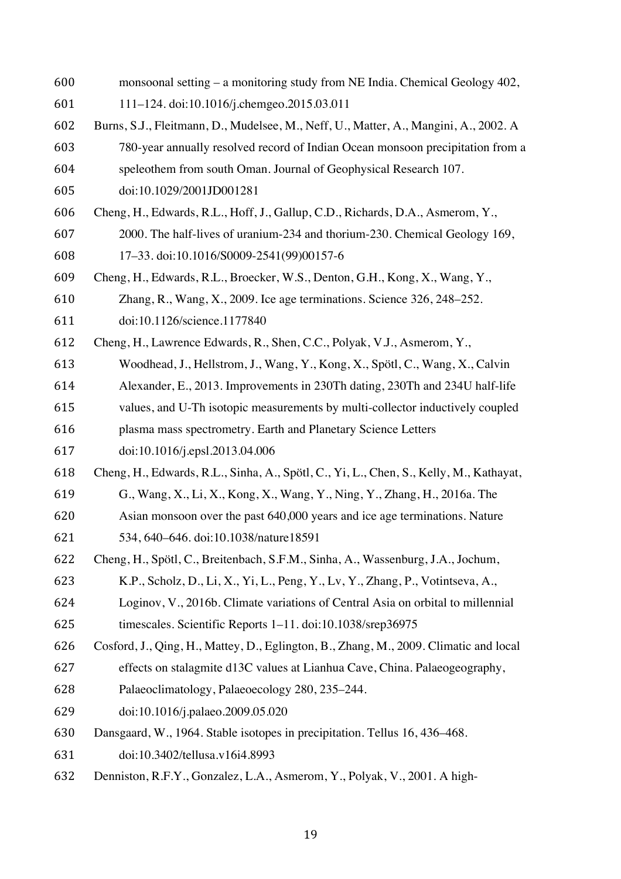monsoonal setting – a monitoring study from NE India. Chemical Geology 402, 111–124. doi:10.1016/j.chemgeo.2015.03.011

Burns, S.J., Fleitmann, D., Mudelsee, M., Neff, U., Matter, A., Mangini, A., 2002. A 780-year annually resolved record of Indian Ocean monsoon precipitation from a speleothem from south Oman. Journal of Geophysical Research 107. doi:10.1029/2001JD001281

Cheng, H., Edwards, R.L., Hoff, J., Gallup, C.D., Richards, D.A., Asmerom, Y., 2000. The half-lives of uranium-234 and thorium-230. Chemical Geology 169, 17–33. doi:10.1016/S0009-2541(99)00157-6

Cheng, H., Edwards, R.L., Broecker, W.S., Denton, G.H., Kong, X., Wang, Y., Zhang, R., Wang, X., 2009. Ice age terminations. Science 326, 248–252. doi:10.1126/science.1177840

Cheng, H., Lawrence Edwards, R., Shen, C.C., Polyak, V.J., Asmerom, Y., Woodhead, J., Hellstrom, J., Wang, Y., Kong, X., Spötl, C., Wang, X., Calvin Alexander, E., 2013. Improvements in 230Th dating, 230Th and 234U half-life values, and U-Th isotopic measurements by multi-collector inductively coupled plasma mass spectrometry. Earth and Planetary Science Letters doi:10.1016/j.epsl.2013.04.006

Cheng, H., Edwards, R.L., Sinha, A., Spötl, C., Yi, L., Chen, S., Kelly, M., Kathayat, G., Wang, X., Li, X., Kong, X., Wang, Y., Ning, Y., Zhang, H., 2016a. The Asian monsoon over the past 640,000 years and ice age terminations. Nature 534, 640–646. doi:10.1038/nature18591

Cheng, H., Spötl, C., Breitenbach, S.F.M., Sinha, A., Wassenburg, J.A., Jochum, K.P., Scholz, D., Li, X., Yi, L., Peng, Y., Lv, Y., Zhang, P., Votintseva, A., Loginov, V., 2016b. Climate variations of Central Asia on orbital to millennial timescales. Scientific Reports 1–11. doi:10.1038/srep36975

Cosford, J., Qing, H., Mattey, D., Eglington, B., Zhang, M., 2009. Climatic and local effects on stalagmite d13C values at Lianhua Cave, China. Palaeogeography, Palaeoclimatology, Palaeoecology 280, 235–244. doi:10.1016/j.palaeo.2009.05.020

Dansgaard, W., 1964. Stable isotopes in precipitation. Tellus 16, 436–468. doi:10.3402/tellusa.v16i4.8993

Denniston, R.F.Y., Gonzalez, L.A., Asmerom, Y., Polyak, V., 2001. A high-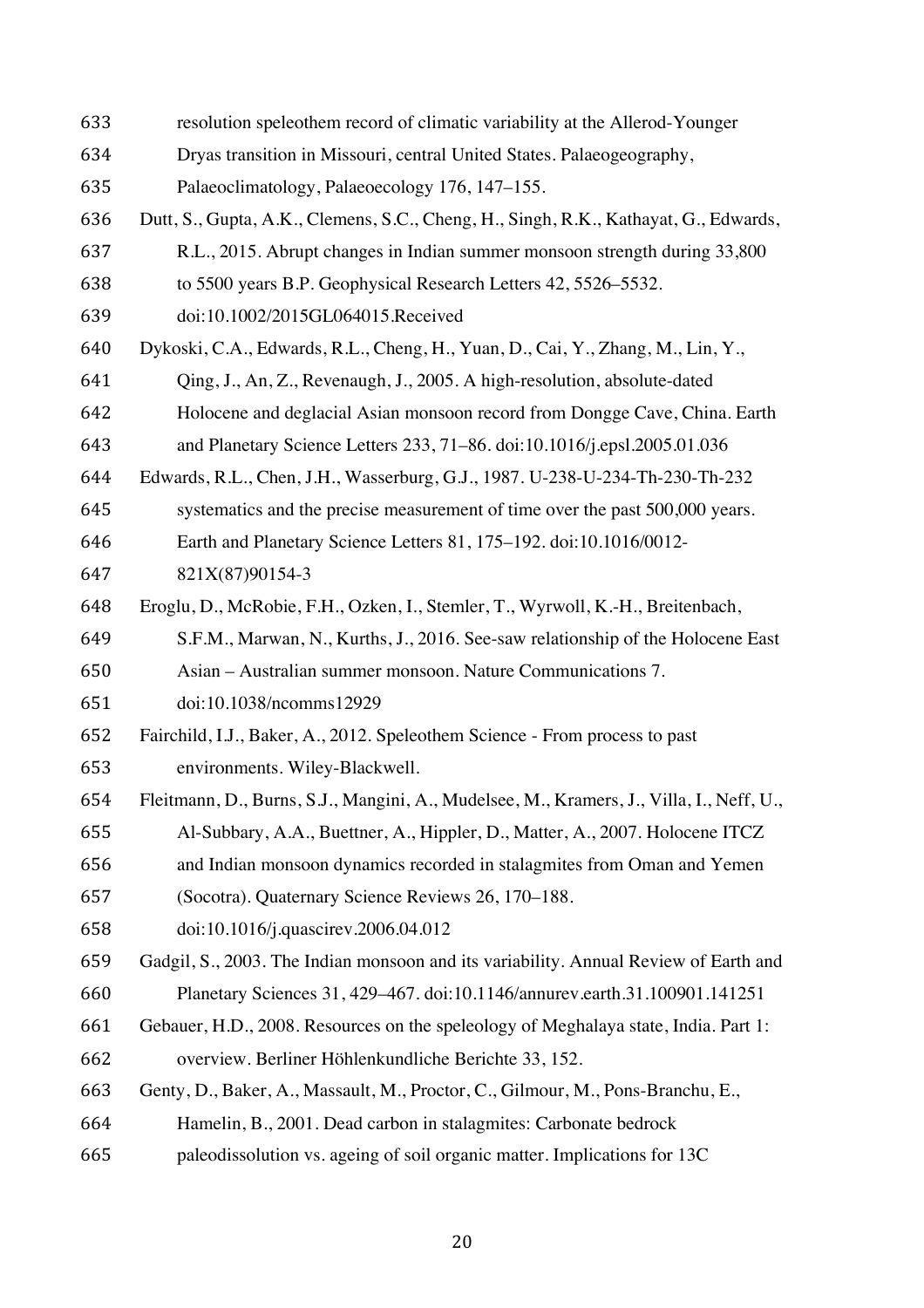resolution speleothem record of climatic variability at the Allerod-Younger Dryas transition in Missouri, central United States. Palaeogeography, Palaeoclimatology, Palaeoecology 176, 147–155.

Dutt, S., Gupta, A.K., Clemens, S.C., Cheng, H., Singh, R.K., Kathayat, G., Edwards, R.L., 2015. Abrupt changes in Indian summer monsoon strength during 33,800 to 5500 years B.P. Geophysical Research Letters 42, 5526–5532. doi:10.1002/2015GL064015.Received

Dykoski, C.A., Edwards, R.L., Cheng, H., Yuan, D., Cai, Y., Zhang, M., Lin, Y., Qing, J., An, Z., Revenaugh, J., 2005. A high-resolution, absolute-dated Holocene and deglacial Asian monsoon record from Dongge Cave, China. Earth and Planetary Science Letters 233, 71–86. doi:10.1016/j.epsl.2005.01.036

Edwards, R.L., Chen, J.H., Wasserburg, G.J., 1987. U-238-U-234-Th-230-Th-232 systematics and the precise measurement of time over the past 500,000 years. Earth and Planetary Science Letters 81, 175–192. doi:10.1016/0012-821X(87)90154-3

Eroglu, D., McRobie, F.H., Ozken, I., Stemler, T., Wyrwoll, K.-H., Breitenbach, S.F.M., Marwan, N., Kurths, J., 2016. See-saw relationship of the Holocene East Asian – Australian summer monsoon. Nature Communications 7. doi:10.1038/ncomms12929

Fairchild, I.J., Baker, A., 2012. Speleothem Science - From process to past environments. Wiley-Blackwell.

Fleitmann, D., Burns, S.J., Mangini, A., Mudelsee, M., Kramers, J., Villa, I., Neff, U., Al-Subbary, A.A., Buettner, A., Hippler, D., Matter, A., 2007. Holocene ITCZ and Indian monsoon dynamics recorded in stalagmites from Oman and Yemen (Socotra). Quaternary Science Reviews 26, 170–188. doi:10.1016/j.quascirev.2006.04.012

Gadgil, S., 2003. The Indian monsoon and its variability. Annual Review of Earth and Planetary Sciences 31, 429–467. doi:10.1146/annurev.earth.31.100901.141251

Gebauer, H.D., 2008. Resources on the speleology of Meghalaya state, India. Part 1: overview. Berliner Höhlenkundliche Berichte 33, 152.

Genty, D., Baker, A., Massault, M., Proctor, C., Gilmour, M., Pons-Branchu, E., Hamelin, B., 2001. Dead carbon in stalagmites: Carbonate bedrock paleodissolution vs. ageing of soil organic matter. Implications for 13C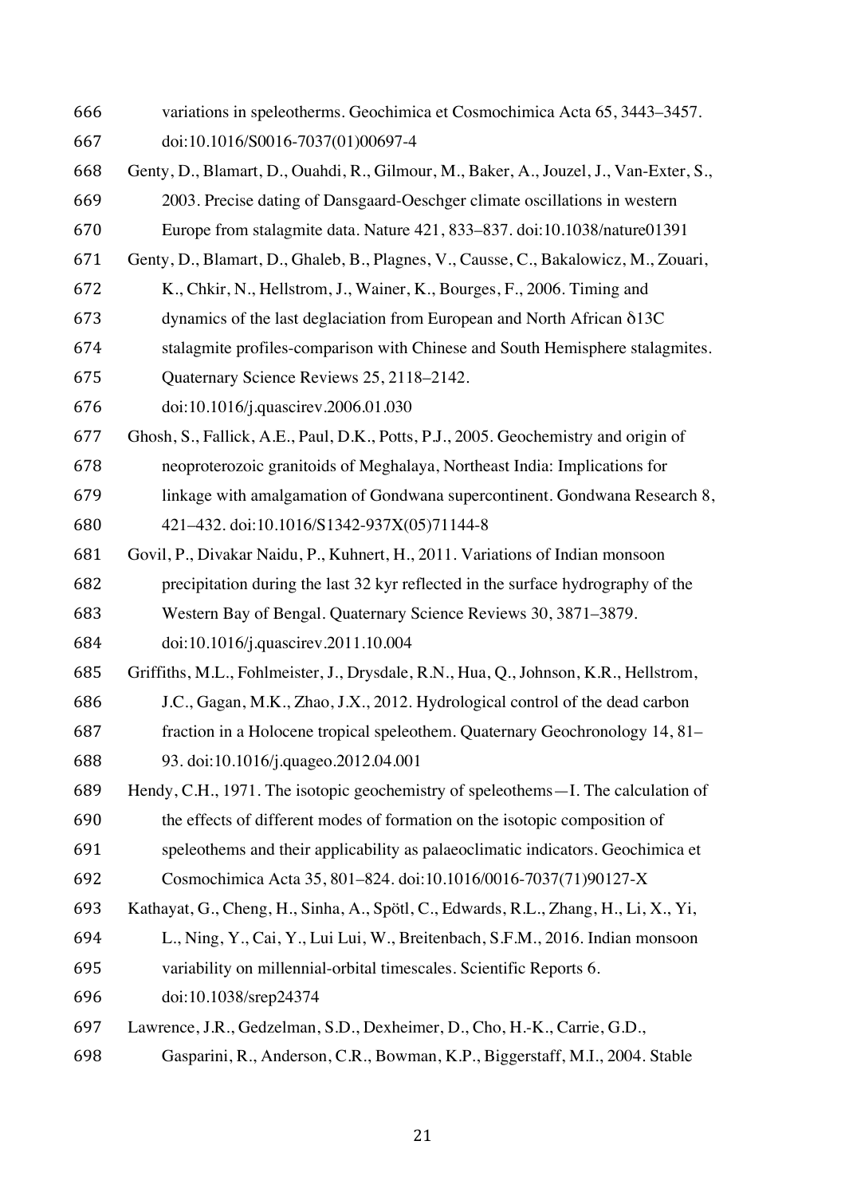variations in speleotherms. Geochimica et Cosmochimica Acta 65, 3443–3457. doi:10.1016/S0016-7037(01)00697-4

Genty, D., Blamart, D., Ouahdi, R., Gilmour, M., Baker, A., Jouzel, J., Van-Exter, S., 2003. Precise dating of Dansgaard-Oeschger climate oscillations in western Europe from stalagmite data. Nature 421, 833–837. doi:10.1038/nature01391

Genty, D., Blamart, D., Ghaleb, B., Plagnes, V., Causse, C., Bakalowicz, M., Zouari, K., Chkir, N., Hellstrom, J., Wainer, K., Bourges, F., 2006. Timing and dynamics of the last deglaciation from European and North African δ13C stalagmite profiles-comparison with Chinese and South Hemisphere stalagmites. Quaternary Science Reviews 25, 2118–2142. doi:10.1016/j.quascirev.2006.01.030

Ghosh, S., Fallick, A.E., Paul, D.K., Potts, P.J., 2005. Geochemistry and origin of neoproterozoic granitoids of Meghalaya, Northeast India: Implications for linkage with amalgamation of Gondwana supercontinent. Gondwana Research 8, 421–432. doi:10.1016/S1342-937X(05)71144-8

Govil, P., Divakar Naidu, P., Kuhnert, H., 2011. Variations of Indian monsoon precipitation during the last 32 kyr reflected in the surface hydrography of the Western Bay of Bengal. Quaternary Science Reviews 30, 3871–3879. doi:10.1016/j.quascirev.2011.10.004

Griffiths, M.L., Fohlmeister, J., Drysdale, R.N., Hua, Q., Johnson, K.R., Hellstrom, J.C., Gagan, M.K., Zhao, J.X., 2012. Hydrological control of the dead carbon fraction in a Holocene tropical speleothem. Quaternary Geochronology 14, 81–93. doi:10.1016/j.quageo.2012.04.001

Hendy, C.H., 1971. The isotopic geochemistry of speleothems—I. The calculation of the effects of different modes of formation on the isotopic composition of speleothems and their applicability as palaeoclimatic indicators. Geochimica et Cosmochimica Acta 35, 801–824. doi:10.1016/0016-7037(71)90127-X

Kathayat, G., Cheng, H., Sinha, A., Spötl, C., Edwards, R.L., Zhang, H., Li, X., Yi, L., Ning, Y., Cai, Y., Lui Lui, W., Breitenbach, S.F.M., 2016. Indian monsoon variability on millennial-orbital timescales. Scientific Reports 6. doi:10.1038/srep24374

Lawrence, J.R., Gedzelman, S.D., Dexheimer, D., Cho, H.-K., Carrie, G.D., Gasparini, R., Anderson, C.R., Bowman, K.P., Biggerstaff, M.I., 2004. Stable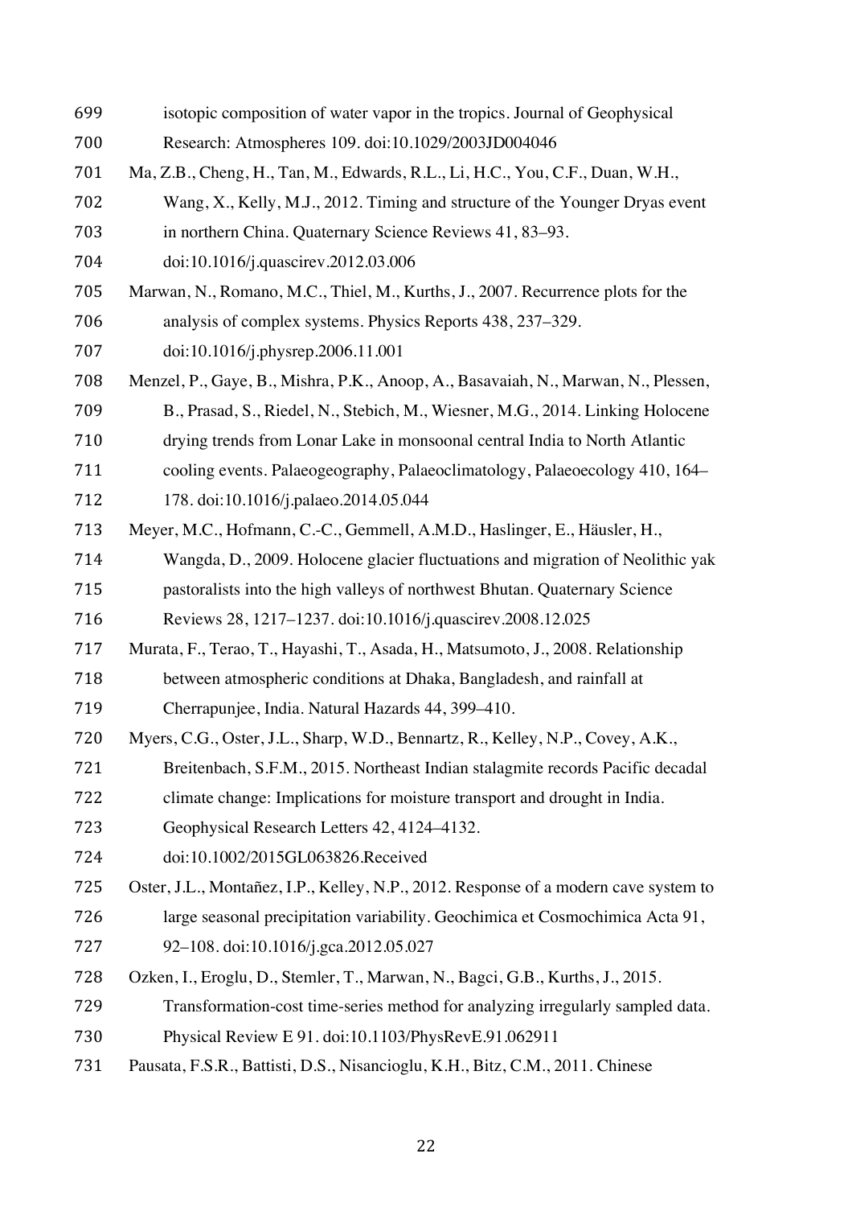isotopic composition of water vapor in the tropics. Journal of Geophysical Research: Atmospheres 109. doi:10.1029/2003JD004046

Ma, Z.B., Cheng, H., Tan, M., Edwards, R.L., Li, H.C., You, C.F., Duan, W.H., Wang, X., Kelly, M.J., 2012. Timing and structure of the Younger Dryas event in northern China. Quaternary Science Reviews 41, 83–93. doi:10.1016/j.quascirev.2012.03.006

Marwan, N., Romano, M.C., Thiel, M., Kurths, J., 2007. Recurrence plots for the analysis of complex systems. Physics Reports 438, 237–329. doi:10.1016/j.physrep.2006.11.001

Menzel, P., Gaye, B., Mishra, P.K., Anoop, A., Basavaiah, N., Marwan, N., Plessen, B., Prasad, S., Riedel, N., Stebich, M., Wiesner, M.G., 2014. Linking Holocene drying trends from Lonar Lake in monsoonal central India to North Atlantic cooling events. Palaeogeography, Palaeoclimatology, Palaeoecology 410, 164–178. doi:10.1016/j.palaeo.2014.05.044

Meyer, M.C., Hofmann, C.-C., Gemmell, A.M.D., Haslinger, E., Häusler, H., Wangda, D., 2009. Holocene glacier fluctuations and migration of Neolithic yak pastoralists into the high valleys of northwest Bhutan. Quaternary Science Reviews 28, 1217–1237. doi:10.1016/j.quascirev.2008.12.025

Murata, F., Terao, T., Hayashi, T., Asada, H., Matsumoto, J., 2008. Relationship between atmospheric conditions at Dhaka, Bangladesh, and rainfall at Cherrapunjee, India. Natural Hazards 44, 399–410.

Myers, C.G., Oster, J.L., Sharp, W.D., Bennartz, R., Kelley, N.P., Covey, A.K., Breitenbach, S.F.M., 2015. Northeast Indian stalagmite records Pacific decadal climate change: Implications for moisture transport and drought in India. Geophysical Research Letters 42, 4124–4132. doi:10.1002/2015GL063826.Received

Oster, J.L., Montañez, I.P., Kelley, N.P., 2012. Response of a modern cave system to large seasonal precipitation variability. Geochimica et Cosmochimica Acta 91, 92–108. doi:10.1016/j.gca.2012.05.027

Ozken, I., Eroglu, D., Stemler, T., Marwan, N., Bagci, G.B., Kurths, J., 2015. Transformation-cost time-series method for analyzing irregularly sampled data. Physical Review E 91. doi:10.1103/PhysRevE.91.062911

Pausata, F.S.R., Battisti, D.S., Nisancioglu, K.H., Bitz, C.M., 2011. Chinese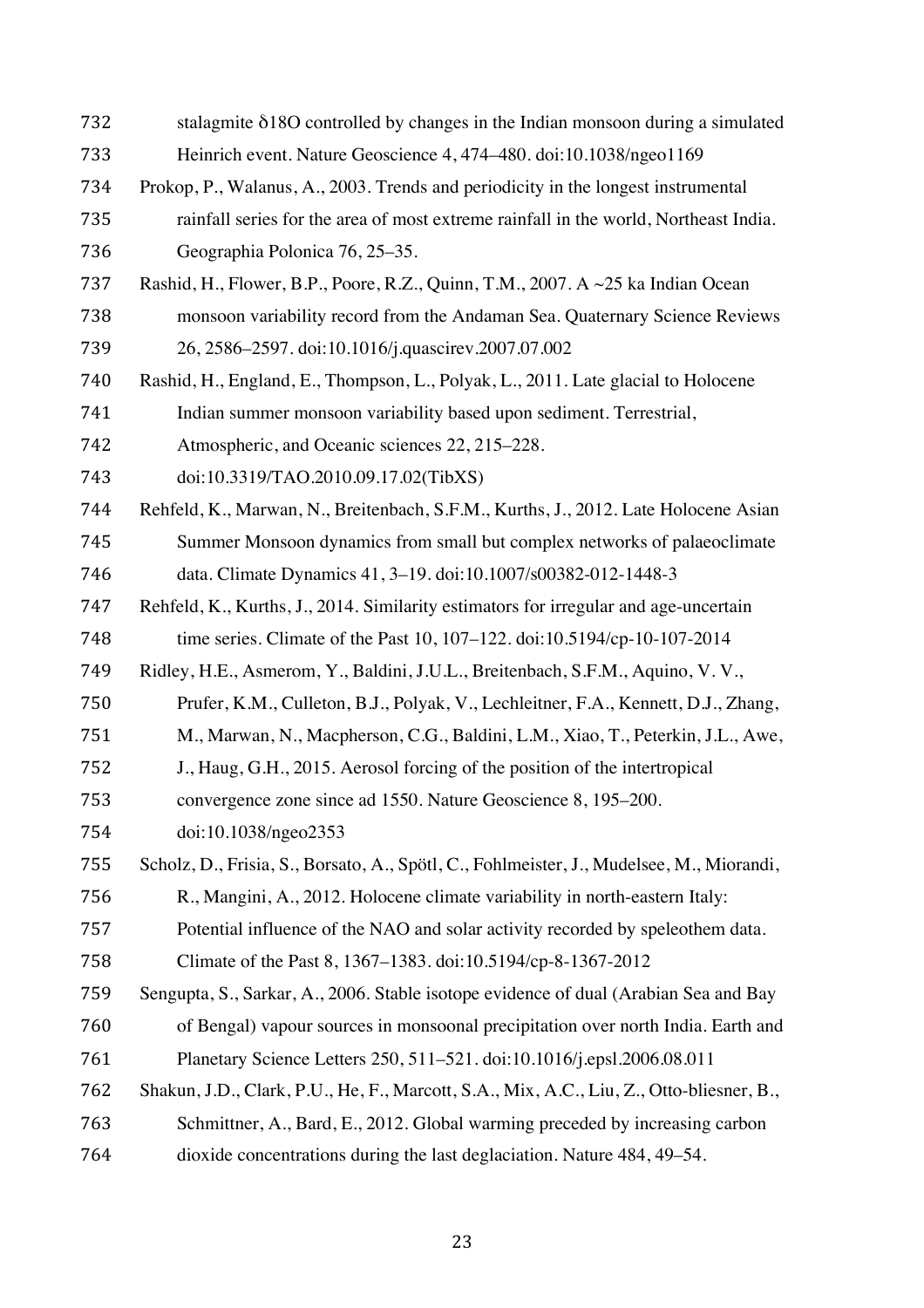stalagmite δ18O controlled by changes in the Indian monsoon during a simulated Heinrich event. Nature Geoscience 4, 474–480. doi:10.1038/ngeo1169

Prokop, P., Walanus, A., 2003. Trends and periodicity in the longest instrumental rainfall series for the area of most extreme rainfall in the world, Northeast India. Geographia Polonica 76, 25–35.

Rashid, H., Flower, B.P., Poore, R.Z., Quinn, T.M., 2007. A ~25 ka Indian Ocean monsoon variability record from the Andaman Sea. Quaternary Science Reviews 26, 2586–2597. doi:10.1016/j.quascirev.2007.07.002

Rashid, H., England, E., Thompson, L., Polyak, L., 2011. Late glacial to Holocene Indian summer monsoon variability based upon sediment. Terrestrial, Atmospheric, and Oceanic sciences 22, 215–228. doi:10.3319/TAO.2010.09.17.02(TibXS)

Rehfeld, K., Marwan, N., Breitenbach, S.F.M., Kurths, J., 2012. Late Holocene Asian Summer Monsoon dynamics from small but complex networks of palaeoclimate data. Climate Dynamics 41, 3–19. doi:10.1007/s00382-012-1448-3

Rehfeld, K., Kurths, J., 2014. Similarity estimators for irregular and age-uncertain time series. Climate of the Past 10, 107–122. doi:10.5194/cp-10-107-2014

Ridley, H.E., Asmerom, Y., Baldini, J.U.L., Breitenbach, S.F.M., Aquino, V. V., Prufer, K.M., Culleton, B.J., Polyak, V., Lechleitner, F.A., Kennett, D.J., Zhang, M., Marwan, N., Macpherson, C.G., Baldini, L.M., Xiao, T., Peterkin, J.L., Awe, J., Haug, G.H., 2015. Aerosol forcing of the position of the intertropical convergence zone since ad 1550. Nature Geoscience 8, 195–200. doi:10.1038/ngeo2353

Scholz, D., Frisia, S., Borsato, A., Spötl, C., Fohlmeister, J., Mudelsee, M., Miorandi, R., Mangini, A., 2012. Holocene climate variability in north-eastern Italy: Potential influence of the NAO and solar activity recorded by speleothem data. Climate of the Past 8, 1367–1383. doi:10.5194/cp-8-1367-2012

Sengupta, S., Sarkar, A., 2006. Stable isotope evidence of dual (Arabian Sea and Bay of Bengal) vapour sources in monsoonal precipitation over north India. Earth and Planetary Science Letters 250, 511–521. doi:10.1016/j.epsl.2006.08.011

Shakun, J.D., Clark, P.U., He, F., Marcott, S.A., Mix, A.C., Liu, Z., Otto-bliesner, B., Schmittner, A., Bard, E., 2012. Global warming preceded by increasing carbon dioxide concentrations during the last deglaciation. Nature 484, 49–54.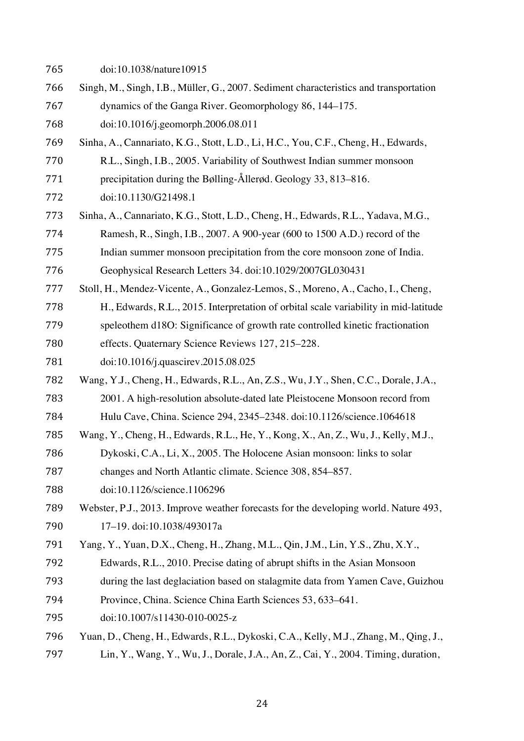doi:10.1038/nature10915

Singh, M., Singh, I.B., Müller, G., 2007. Sediment characteristics and transportation dynamics of the Ganga River. Geomorphology 86, 144–175. doi:10.1016/j.geomorph.2006.08.011

Sinha, A., Cannariato, K.G., Stott, L.D., Li, H.C., You, C.F., Cheng, H., Edwards, R.L., Singh, I.B., 2005. Variability of Southwest Indian summer monsoon precipitation during the Bølling-Ållerød. Geology 33, 813–816. doi:10.1130/G21498.1

Sinha, A., Cannariato, K.G., Stott, L.D., Cheng, H., Edwards, R.L., Yadava, M.G., Ramesh, R., Singh, I.B., 2007. A 900-year (600 to 1500 A.D.) record of the Indian summer monsoon precipitation from the core monsoon zone of India. Geophysical Research Letters 34. doi:10.1029/2007GL030431

Stoll, H., Mendez-Vicente, A., Gonzalez-Lemos, S., Moreno, A., Cacho, I., Cheng, H., Edwards, R.L., 2015. Interpretation of orbital scale variability in mid-latitude speleothem d18O: Significance of growth rate controlled kinetic fractionation effects. Quaternary Science Reviews 127, 215–228. doi:10.1016/j.quascirev.2015.08.025

Wang, Y.J., Cheng, H., Edwards, R.L., An, Z.S., Wu, J.Y., Shen, C.C., Dorale, J.A., 2001. A high-resolution absolute-dated late Pleistocene Monsoon record from Hulu Cave, China. Science 294, 2345–2348. doi:10.1126/science.1064618

Wang, Y., Cheng, H., Edwards, R.L., He, Y., Kong, X., An, Z., Wu, J., Kelly, M.J., Dykoski, C.A., Li, X., 2005. The Holocene Asian monsoon: links to solar changes and North Atlantic climate. Science 308, 854–857. doi:10.1126/science.1106296

Webster, P.J., 2013. Improve weather forecasts for the developing world. Nature 493, 17–19. doi:10.1038/493017a

Yang, Y., Yuan, D.X., Cheng, H., Zhang, M.L., Qin, J.M., Lin, Y.S., Zhu, X.Y., Edwards, R.L., 2010. Precise dating of abrupt shifts in the Asian Monsoon during the last deglaciation based on stalagmite data from Yamen Cave, Guizhou Province, China. Science China Earth Sciences 53, 633–641. doi:10.1007/s11430-010-0025-z

Yuan, D., Cheng, H., Edwards, R.L., Dykoski, C.A., Kelly, M.J., Zhang, M., Qing, J., Lin, Y., Wang, Y., Wu, J., Dorale, J.A., An, Z., Cai, Y., 2004. Timing, duration,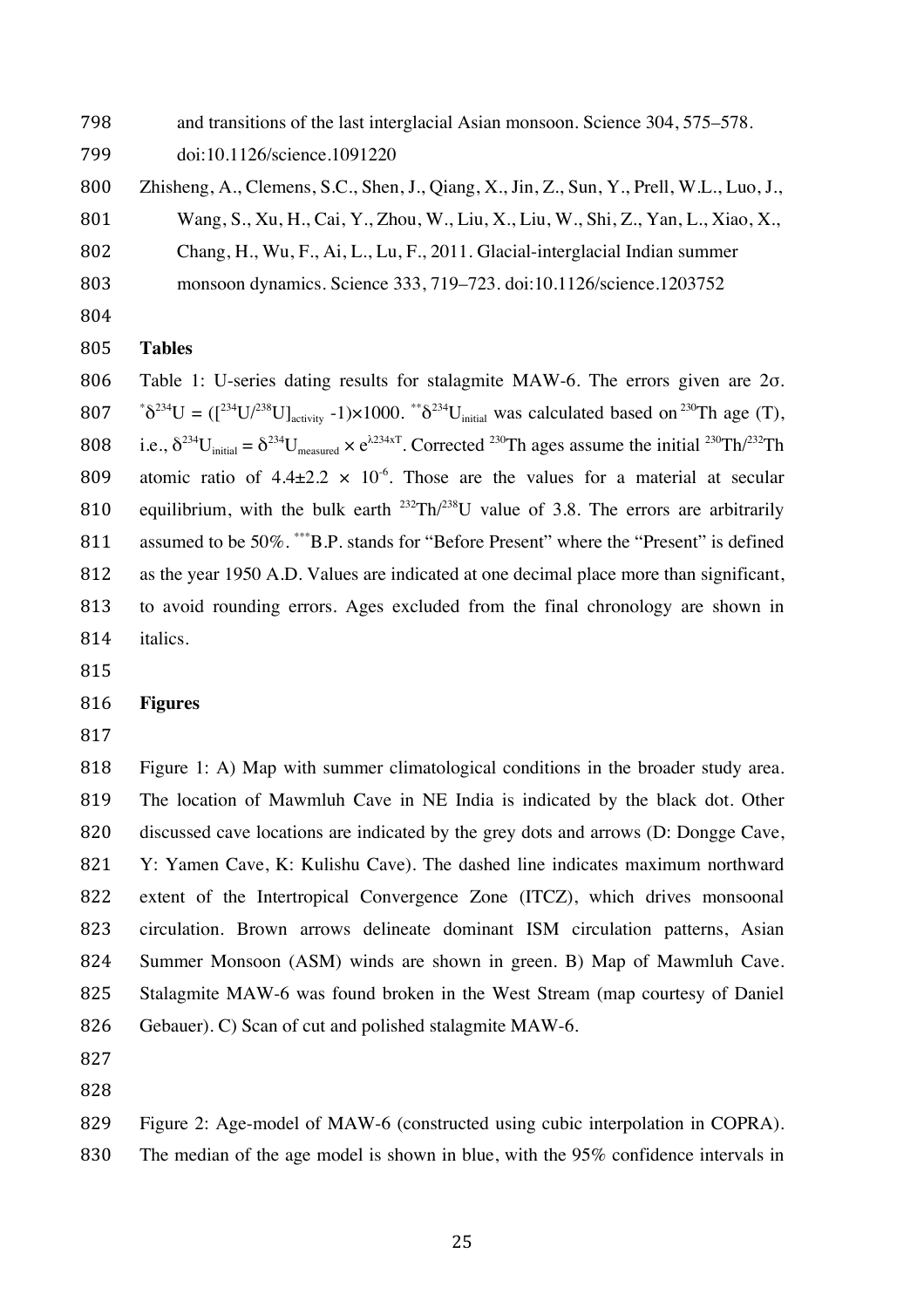and transitions of the last interglacial Asian monsoon. Science 304, 575–578. doi:10.1126/science.1091220

Zhisheng, A., Clemens, S.C., Shen, J., Qiang, X., Jin, Z., Sun, Y., Prell, W.L., Luo, J., Wang, S., Xu, H., Cai, Y., Zhou, W., Liu, X., Liu, W., Shi, Z., Yan, L., Xiao, X., Chang, H., Wu, F., Ai, L., Lu, F., 2011. Glacial-interglacial Indian summer monsoon dynamics. Science 333, 719–723. doi:10.1126/science.1203752

## Tables

Table 1: U-series dating results for stalagmite MAW-6. The errors given are 2σ. $^{*}\delta^{234}U = ([^{234}U/^{238}U]_{activity} - 1) \times 1000$. $^{**}\delta^{234}U_{initial}$ was calculated based on $^{230}Th$ age (T), i.e., $\delta^{234}U_{initial} = \delta^{234}U_{measured} \times e^{\lambda 234 \times T}$. Corrected $^{230}Th$ ages assume the initial $^{230}Th/^{232}Th$ atomic ratio of $4.4 \pm 2.2 \times 10^{-6}$. Those are the values for a material at secular equilibrium, with the bulk earth $^{232}Th/^{238}U$ value of 3.8. The errors are arbitrarily assumed to be 50%. ***B.P. stands for "Before Present" where the "Present" is defined as the year 1950 A.D. Values are indicated at one decimal place more than significant, to avoid rounding errors. Ages excluded from the final chronology are shown in italics.

## Figures

Figure 1: A) Map with summer climatological conditions in the broader study area. The location of Mawmluh Cave in NE India is indicated by the black dot. Other discussed cave locations are indicated by the grey dots and arrows (D: Dongge Cave, Y: Yamen Cave, K: Kulishu Cave). The dashed line indicates maximum northward extent of the Intertropical Convergence Zone (ITCZ), which drives monsoonal circulation. Brown arrows delineate dominant ISM circulation patterns, Asian Summer Monsoon (ASM) winds are shown in green. B) Map of Mawmluh Cave. Stalagmite MAW-6 was found broken in the West Stream (map courtesy of Daniel Gebauer). C) Scan of cut and polished stalagmite MAW-6.

Figure 2: Age-model of MAW-6 (constructed using cubic interpolation in COPRA). The median of the age model is shown in blue, with the 95% confidence intervals in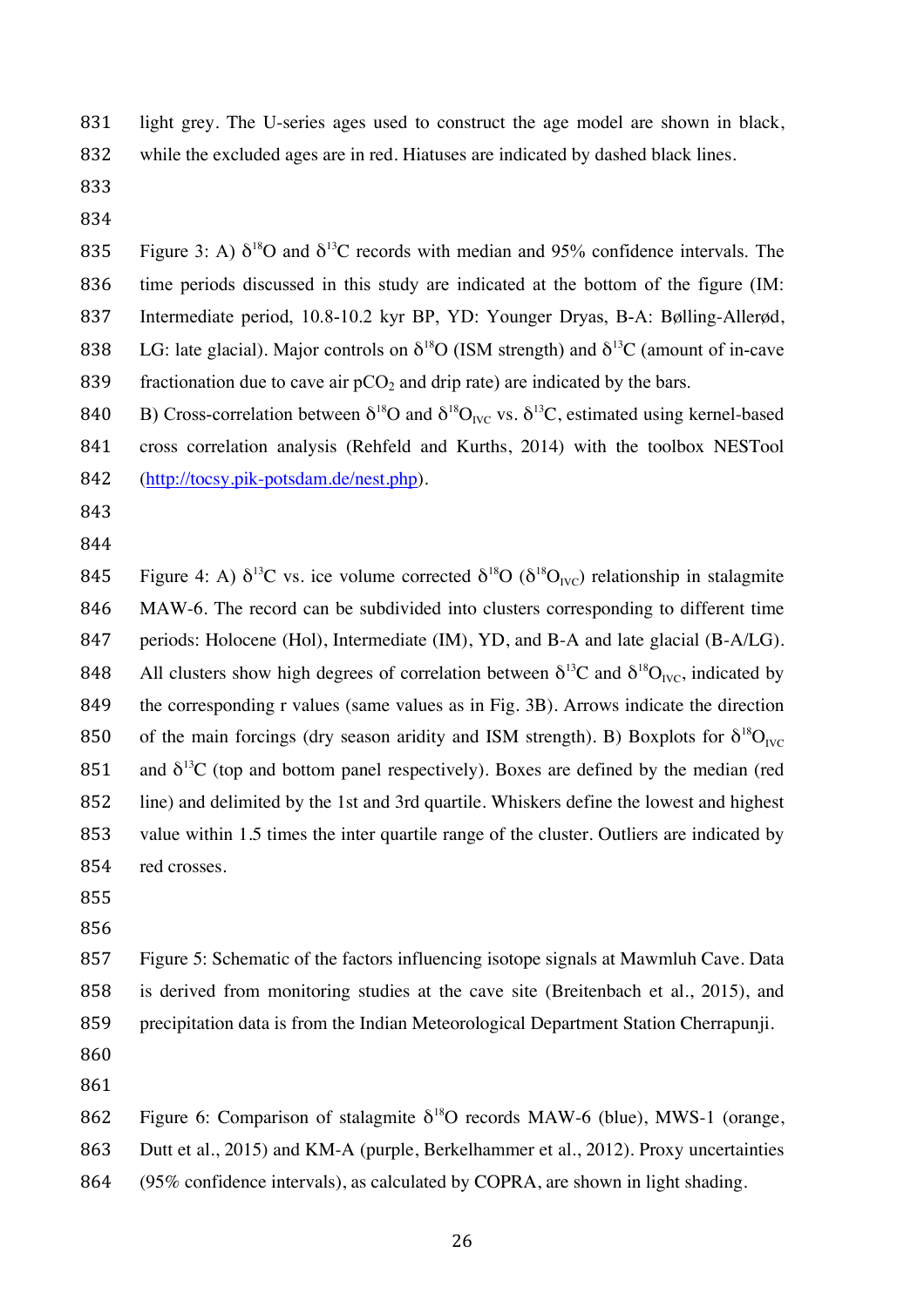light grey. The U-series ages used to construct the age model are shown in black, while the excluded ages are in red. Hiatuses are indicated by dashed black lines.

Figure 3: A) $\delta^{18}O$ and $\delta^{13}C$ records with median and 95% confidence intervals. The time periods discussed in this study are indicated at the bottom of the figure (IM: Intermediate period, 10.8-10.2 kyr BP, YD: Younger Dryas, B-A: Bølling-Allerød, LG: late glacial). Major controls on $\delta^{18}O$ (ISM strength) and $\delta^{13}C$ (amount of in-cave fractionation due to cave air $pCO_2$ and drip rate) are indicated by the bars.

B) Cross-correlation between $\delta^{18}O$ and $\delta^{18}O_{IVC}$ vs. $\delta^{13}C$, estimated using kernel-based cross correlation analysis (Rehfeld and Kurths, 2014) with the toolbox NESTool (http://tocsy.pik-potsdam.de/nest.php).

Figure 4: A) $\delta^{13}C$ vs. ice volume corrected $\delta^{18}O$ ($\delta^{18}O_{IVC}$) relationship in stalagmite MAW-6. The record can be subdivided into clusters corresponding to different time periods: Holocene (Hol), Intermediate (IM), YD, and B-A and late glacial (B-A/LG). All clusters show high degrees of correlation between $\delta^{13}C$ and $\delta^{18}O_{IVC}$, indicated by the corresponding r values (same values as in Fig. 3B). Arrows indicate the direction of the main forcings (dry season aridity and ISM strength). B) Boxplots for $\delta^{18}O_{IVC}$ and $\delta^{13}C$ (top and bottom panel respectively). Boxes are defined by the median (red line) and delimited by the 1st and 3rd quartile. Whiskers define the lowest and highest value within 1.5 times the inter quartile range of the cluster. Outliers are indicated by red crosses.

Figure 5: Schematic of the factors influencing isotope signals at Mawmluh Cave. Data is derived from monitoring studies at the cave site (Breitenbach et al., 2015), and precipitation data is from the Indian Meteorological Department Station Cherrapunji.

Figure 6: Comparison of stalagmite $\delta^{18}O$ records MAW-6 (blue), MWS-1 (orange, Dutt et al., 2015) and KM-A (purple, Berkelhammer et al., 2012). Proxy uncertainties (95% confidence intervals), as calculated by COPRA, are shown in light shading.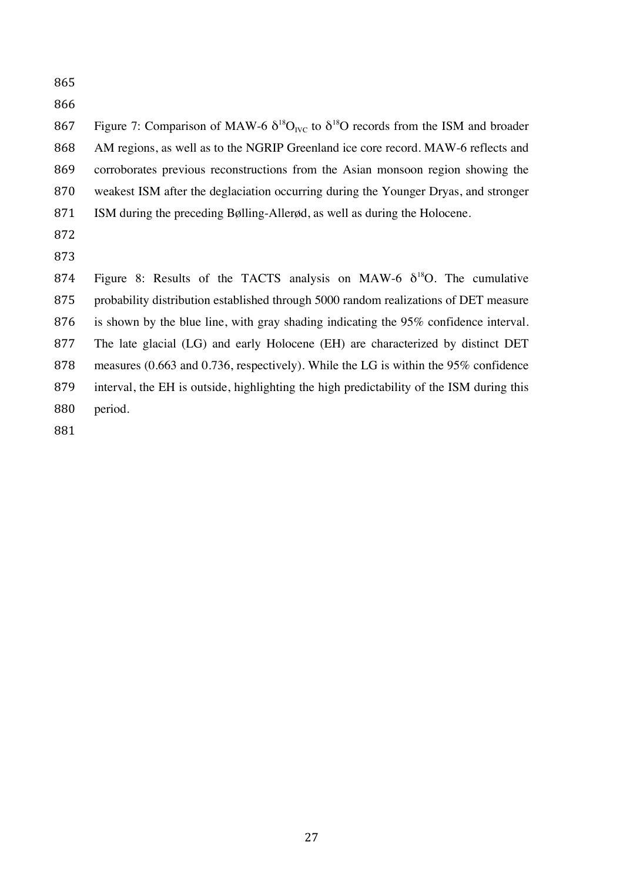Figure 7: Comparison of MAW-6 $\delta^{18}O_{IVC}$ to $\delta^{18}O$ records from the ISM and broader AM regions, as well as to the NGRIP Greenland ice core record. MAW-6 reflects and corroborates previous reconstructions from the Asian monsoon region showing the weakest ISM after the deglaciation occurring during the Younger Dryas, and stronger ISM during the preceding Bølling-Allerød, as well as during the Holocene.

Figure 8: Results of the TACTS analysis on MAW-6 $\delta^{18}O$. The cumulative probability distribution established through 5000 random realizations of DET measure is shown by the blue line, with gray shading indicating the 95% confidence interval. The late glacial (LG) and early Holocene (EH) are characterized by distinct DET measures (0.663 and 0.736, respectively). While the LG is within the 95% confidence interval, the EH is outside, highlighting the high predictability of the ISM during this period.